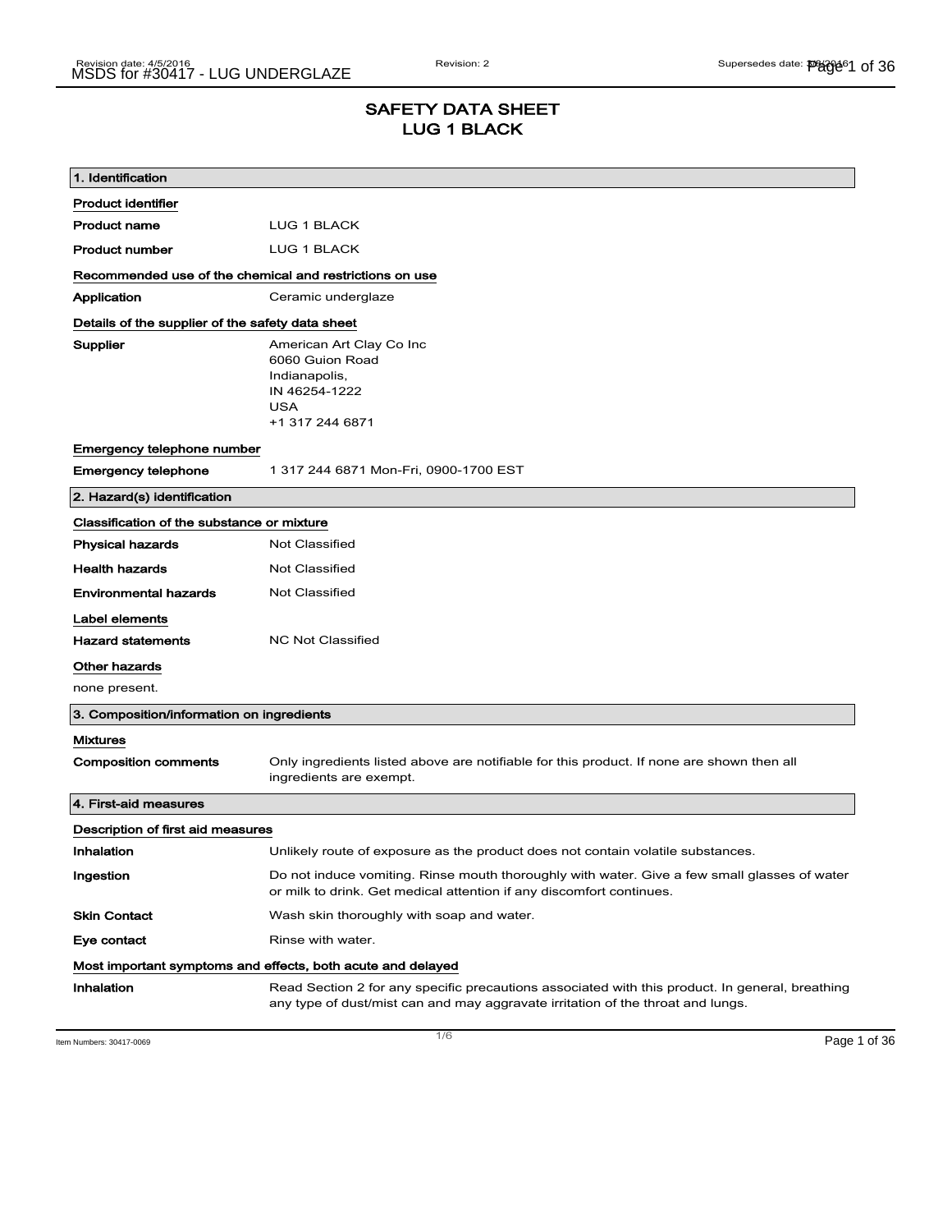# SAFETY DATA SHEET
# LUG 1 BLACK

## 1. Identification

### Product identifier

**Product name** LUG 1 BLACK

**Product number** LUG 1 BLACK

### Recommended use of the chemical and restrictions on use

**Application** Ceramic underglaze

### Details of the supplier of the safety data sheet

**Supplier** American Art Clay Co Inc
6060 Guion Road
Indianapolis,
IN 46254-1222
USA
+1 317 244 6871

### Emergency telephone number

**Emergency telephone** 1 317 244 6871 Mon-Fri, 0900-1700 EST

## 2. Hazard(s) identification

### Classification of the substance or mixture

**Physical hazards** Not Classified

**Health hazards** Not Classified

**Environmental hazards** Not Classified

### Label elements

**Hazard statements** NC Not Classified

### Other hazards

none present.

## 3. Composition/information on ingredients

### Mixtures

**Composition comments** Only ingredients listed above are notifiable for this product. If none are shown then all ingredients are exempt.

## 4. First-aid measures

### Description of first aid measures

**Inhalation** Unlikely route of exposure as the product does not contain volatile substances.

**Ingestion** Do not induce vomiting. Rinse mouth thoroughly with water. Give a few small glasses of water or milk to drink. Get medical attention if any discomfort continues.

**Skin Contact** Wash skin thoroughly with soap and water.

**Eye contact** Rinse with water.

### Most important symptoms and effects, both acute and delayed

**Inhalation** Read Section 2 for any specific precautions associated with this product. In general, breathing any type of dust/mist can and may aggravate irritation of the throat and lungs.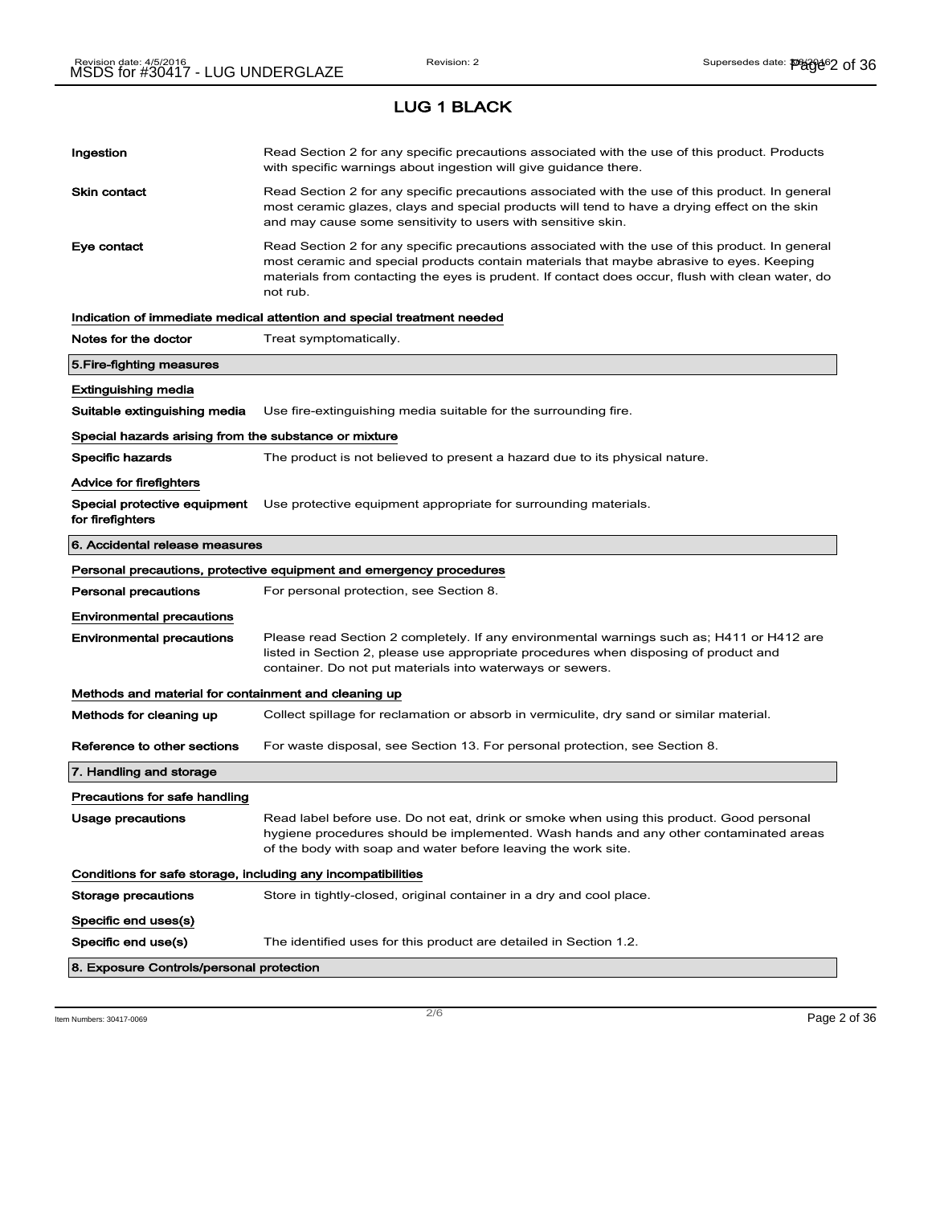## LUG 1 BLACK

**Ingestion** Read Section 2 for any specific precautions associated with the use of this product. Products with specific warnings about ingestion will give guidance there.

**Skin contact** Read Section 2 for any specific precautions associated with the use of this product. In general most ceramic glazes, clays and special products will tend to have a drying effect on the skin and may cause some sensitivity to users with sensitive skin.

**Eye contact** Read Section 2 for any specific precautions associated with the use of this product. In general most ceramic and special products contain materials that maybe abrasive to eyes. Keeping materials from contacting the eyes is prudent. If contact does occur, flush with clean water, do not rub.

**Indication of immediate medical attention and special treatment needed**

**Notes for the doctor** Treat symptomatically.

### 5.Fire-fighting measures

**Extinguishing media**

**Suitable extinguishing media** Use fire-extinguishing media suitable for the surrounding fire.

**Special hazards arising from the substance or mixture**

**Specific hazards** The product is not believed to present a hazard due to its physical nature.

**Advice for firefighters**

**Special protective equipment for firefighters** Use protective equipment appropriate for surrounding materials.

### 6. Accidental release measures

**Personal precautions, protective equipment and emergency procedures**

**Personal precautions** For personal protection, see Section 8.

**Environmental precautions**

**Environmental precautions** Please read Section 2 completely. If any environmental warnings such as; H411 or H412 are listed in Section 2, please use appropriate procedures when disposing of product and container. Do not put materials into waterways or sewers.

**Methods and material for containment and cleaning up**

**Methods for cleaning up** Collect spillage for reclamation or absorb in vermiculite, dry sand or similar material.

**Reference to other sections** For waste disposal, see Section 13. For personal protection, see Section 8.

### 7. Handling and storage

**Precautions for safe handling**

**Usage precautions** Read label before use. Do not eat, drink or smoke when using this product. Good personal hygiene procedures should be implemented. Wash hands and any other contaminated areas of the body with soap and water before leaving the work site.

**Conditions for safe storage, including any incompatibilities**

**Storage precautions** Store in tightly-closed, original container in a dry and cool place.

**Specific end uses(s)**

**Specific end use(s)** The identified uses for this product are detailed in Section 1.2.

### 8. Exposure Controls/personal protection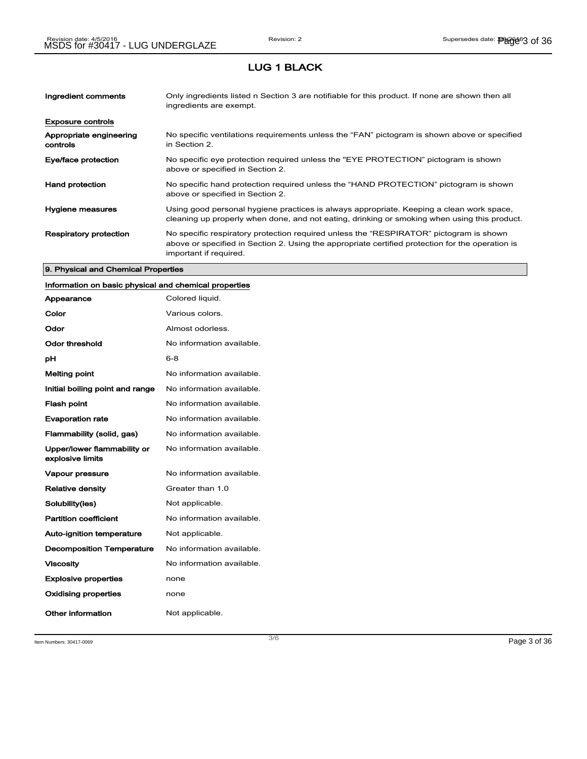# LUG 1 BLACK

| | |
|---|---|
| **Ingredient comments** | Only ingredients listed n Section 3 are notifiable for this product. If none are shown then all ingredients are exempt. |

**Exposure controls**

| | |
|---|---|
| **Appropriate engineering controls** | No specific ventilations requirements unless the "FAN" pictogram is shown above or specified in Section 2. |
| **Eye/face protection** | No specific eye protection required unless the "EYE PROTECTION" pictogram is shown above or specified in Section 2. |
| **Hand protection** | No specific hand protection required unless the "HAND PROTECTION" pictogram is shown above or specified in Section 2. |
| **Hygiene measures** | Using good personal hygiene practices is always appropriate. Keeping a clean work space, cleaning up properly when done, and not eating, drinking or smoking when using this product. |
| **Respiratory protection** | No specific respiratory protection required unless the "RESPIRATOR" pictogram is shown above or specified in Section 2. Using the appropriate certified protection for the operation is important if required. |

## 9. Physical and Chemical Properties

**Information on basic physical and chemical properties**

| | |
|---|---|
| **Appearance** | Colored liquid. |
| **Color** | Various colors. |
| **Odor** | Almost odorless. |
| **Odor threshold** | No information available. |
| **pH** | 6-8 |
| **Melting point** | No information available. |
| **Initial boiling point and range** | No information available. |
| **Flash point** | No information available. |
| **Evaporation rate** | No information available. |
| **Flammability (solid, gas)** | No information available. |
| **Upper/lower flammability or explosive limits** | No information available. |
| **Vapour pressure** | No information available. |
| **Relative density** | Greater than 1.0 |
| **Solubility(ies)** | Not applicable. |
| **Partition coefficient** | No information available. |
| **Auto-ignition temperature** | Not applicable. |
| **Decomposition Temperature** | No information available. |
| **Viscosity** | No information available. |
| **Explosive properties** | none |
| **Oxidising properties** | none |
| **Other information** | Not applicable. |

Item Numbers: 30417-0069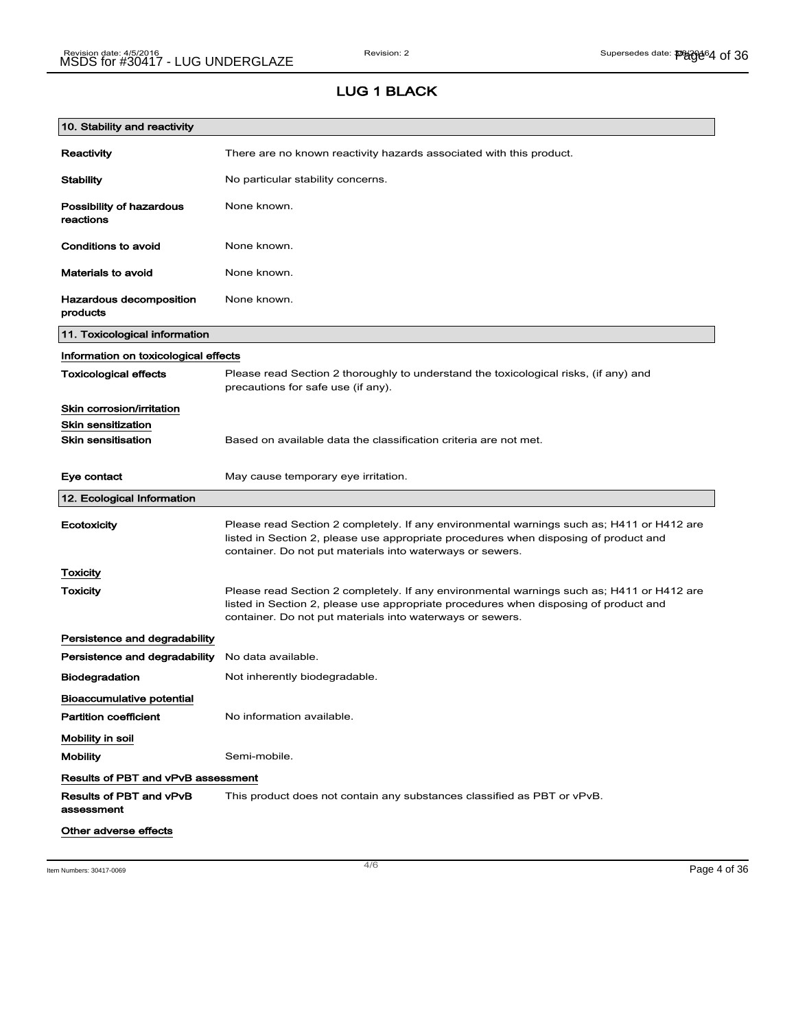## LUG 1 BLACK

### 10. Stability and reactivity

| | |
|---|---|
| **Reactivity** | There are no known reactivity hazards associated with this product. |
| **Stability** | No particular stability concerns. |
| **Possibility of hazardous reactions** | None known. |
| **Conditions to avoid** | None known. |
| **Materials to avoid** | None known. |
| **Hazardous decomposition products** | None known. |

### 11. Toxicological information

**Information on toxicological effects**

| | |
|---|---|
| **Toxicological effects** | Please read Section 2 thoroughly to understand the toxicological risks, (if any) and precautions for safe use (if any). |

**Skin corrosion/irritation**

**Skin sensitization**

| | |
|---|---|
| **Skin sensitisation** | Based on available data the classification criteria are not met. |
| **Eye contact** | May cause temporary eye irritation. |

### 12. Ecological Information

| | |
|---|---|
| **Ecotoxicity** | Please read Section 2 completely. If any environmental warnings such as; H411 or H412 are listed in Section 2, please use appropriate procedures when disposing of product and container. Do not put materials into waterways or sewers. |

**Toxicity**

| | |
|---|---|
| **Toxicity** | Please read Section 2 completely. If any environmental warnings such as; H411 or H412 are listed in Section 2, please use appropriate procedures when disposing of product and container. Do not put materials into waterways or sewers. |

**Persistence and degradability**

| | |
|---|---|
| **Persistence and degradability** | No data available. |
| **Biodegradation** | Not inherently biodegradable. |

**Bioaccumulative potential**

| | |
|---|---|
| **Partition coefficient** | No information available. |

**Mobility in soil**

| | |
|---|---|
| **Mobility** | Semi-mobile. |

**Results of PBT and vPvB assessment**

| | |
|---|---|
| **Results of PBT and vPvB assessment** | This product does not contain any substances classified as PBT or vPvB. |

**Other adverse effects**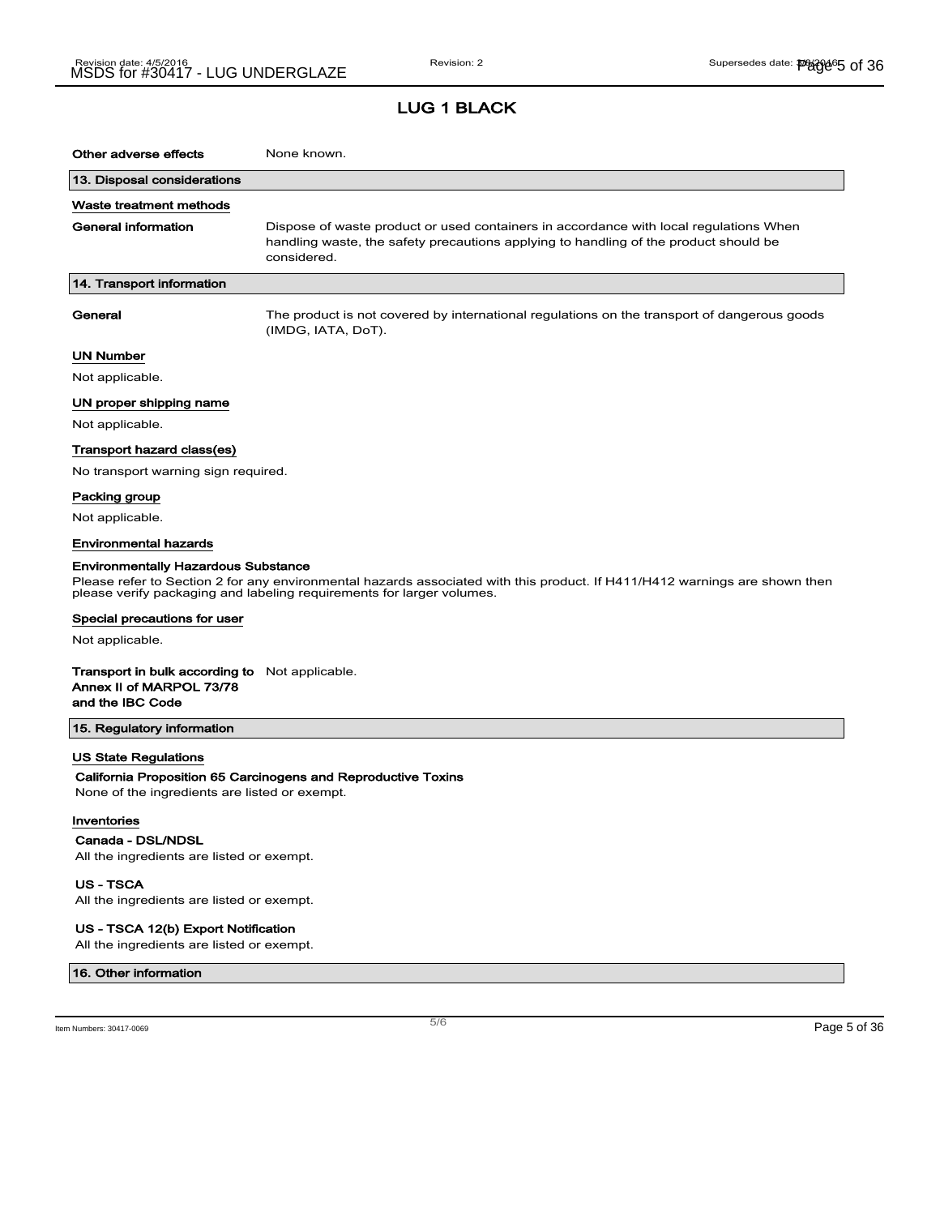# LUG 1 BLACK

**Other adverse effects** None known.

## 13. Disposal considerations

### Waste treatment methods

**General information** Dispose of waste product or used containers in accordance with local regulations When handling waste, the safety precautions applying to handling of the product should be considered.

## 14. Transport information

**General** The product is not covered by international regulations on the transport of dangerous goods (IMDG, IATA, DoT).

### UN Number

Not applicable.

### UN proper shipping name

Not applicable.

### Transport hazard class(es)

No transport warning sign required.

### Packing group

Not applicable.

### Environmental hazards

**Environmentally Hazardous Substance**

Please refer to Section 2 for any environmental hazards associated with this product. If H411/H412 warnings are shown then please verify packaging and labeling requirements for larger volumes.

### Special precautions for user

Not applicable.

**Transport in bulk according to Annex II of MARPOL 73/78 and the IBC Code** Not applicable.

## 15. Regulatory information

### US State Regulations

**California Proposition 65 Carcinogens and Reproductive Toxins**

None of the ingredients are listed or exempt.

### Inventories

**Canada - DSL/NDSL**

All the ingredients are listed or exempt.

**US - TSCA**

All the ingredients are listed or exempt.

**US - TSCA 12(b) Export Notification**

All the ingredients are listed or exempt.

## 16. Other information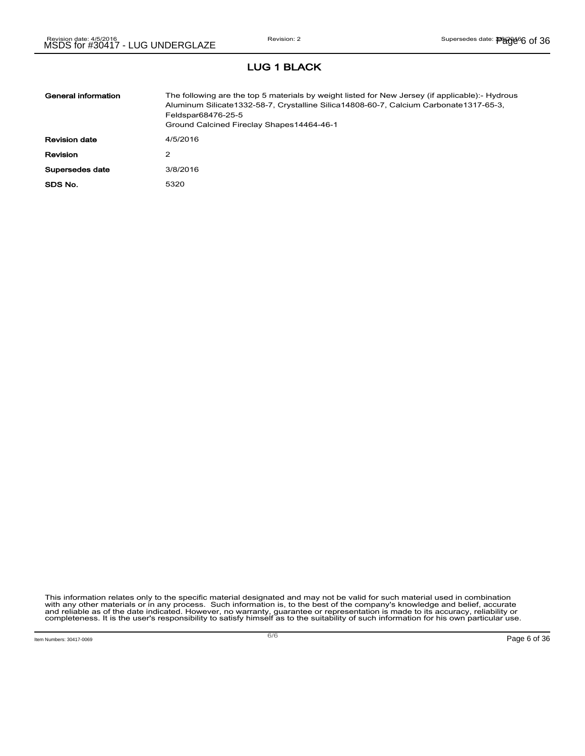## LUG 1 BLACK

| | |
|---|---|
| **General information** | The following are the top 5 materials by weight listed for New Jersey (if applicable):- Hydrous Aluminum Silicate1332-58-7, Crystalline Silica14808-60-7, Calcium Carbonate1317-65-3, Feldspar68476-25-5<br>Ground Calcined Fireclay Shapes14464-46-1 |
| **Revision date** | 4/5/2016 |
| **Revision** | 2 |
| **Supersedes date** | 3/8/2016 |
| **SDS No.** | 5320 |

This information relates only to the specific material designated and may not be valid for such material used in combination with any other materials or in any process. Such information is, to the best of the company's knowledge and belief, accurate and reliable as of the date indicated. However, no warranty, guarantee or representation is made to its accuracy, reliability or completeness. It is the user's responsibility to satisfy himself as to the suitability of such information for his own particular use.

Item Numbers: 30417-0069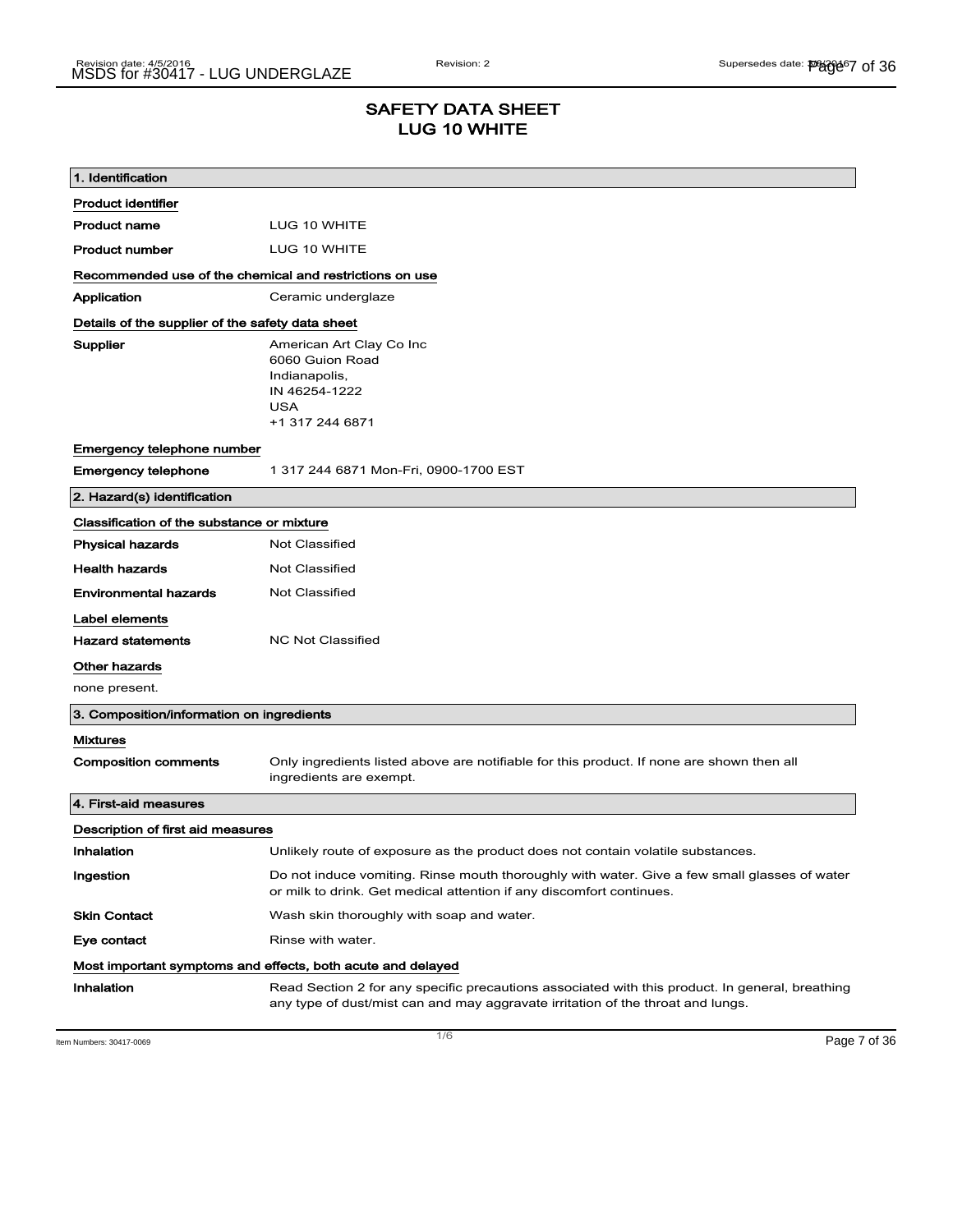# SAFETY DATA SHEET
# LUG 10 WHITE

## 1. Identification

### Product identifier

| | |
|---|---|
| **Product name** | LUG 10 WHITE |
| **Product number** | LUG 10 WHITE |

### Recommended use of the chemical and restrictions on use

| | |
|---|---|
| **Application** | Ceramic underglaze |

### Details of the supplier of the safety data sheet

**Supplier**

American Art Clay Co Inc
6060 Guion Road
Indianapolis,
IN 46254-1222
USA
+1 317 244 6871

### Emergency telephone number

| | |
|---|---|
| **Emergency telephone** | 1 317 244 6871 Mon-Fri, 0900-1700 EST |

## 2. Hazard(s) identification

### Classification of the substance or mixture

| | |
|---|---|
| **Physical hazards** | Not Classified |
| **Health hazards** | Not Classified |
| **Environmental hazards** | Not Classified |

### Label elements

| | |
|---|---|
| **Hazard statements** | NC Not Classified |

### Other hazards

none present.

## 3. Composition/information on ingredients

### Mixtures

| | |
|---|---|
| **Composition comments** | Only ingredients listed above are notifiable for this product. If none are shown then all ingredients are exempt. |

## 4. First-aid measures

### Description of first aid measures

| | |
|---|---|
| **Inhalation** | Unlikely route of exposure as the product does not contain volatile substances. |
| **Ingestion** | Do not induce vomiting. Rinse mouth thoroughly with water. Give a few small glasses of water or milk to drink. Get medical attention if any discomfort continues. |
| **Skin Contact** | Wash skin thoroughly with soap and water. |
| **Eye contact** | Rinse with water. |

### Most important symptoms and effects, both acute and delayed

| | |
|---|---|
| **Inhalation** | Read Section 2 for any specific precautions associated with this product. In general, breathing any type of dust/mist can and may aggravate irritation of the throat and lungs. |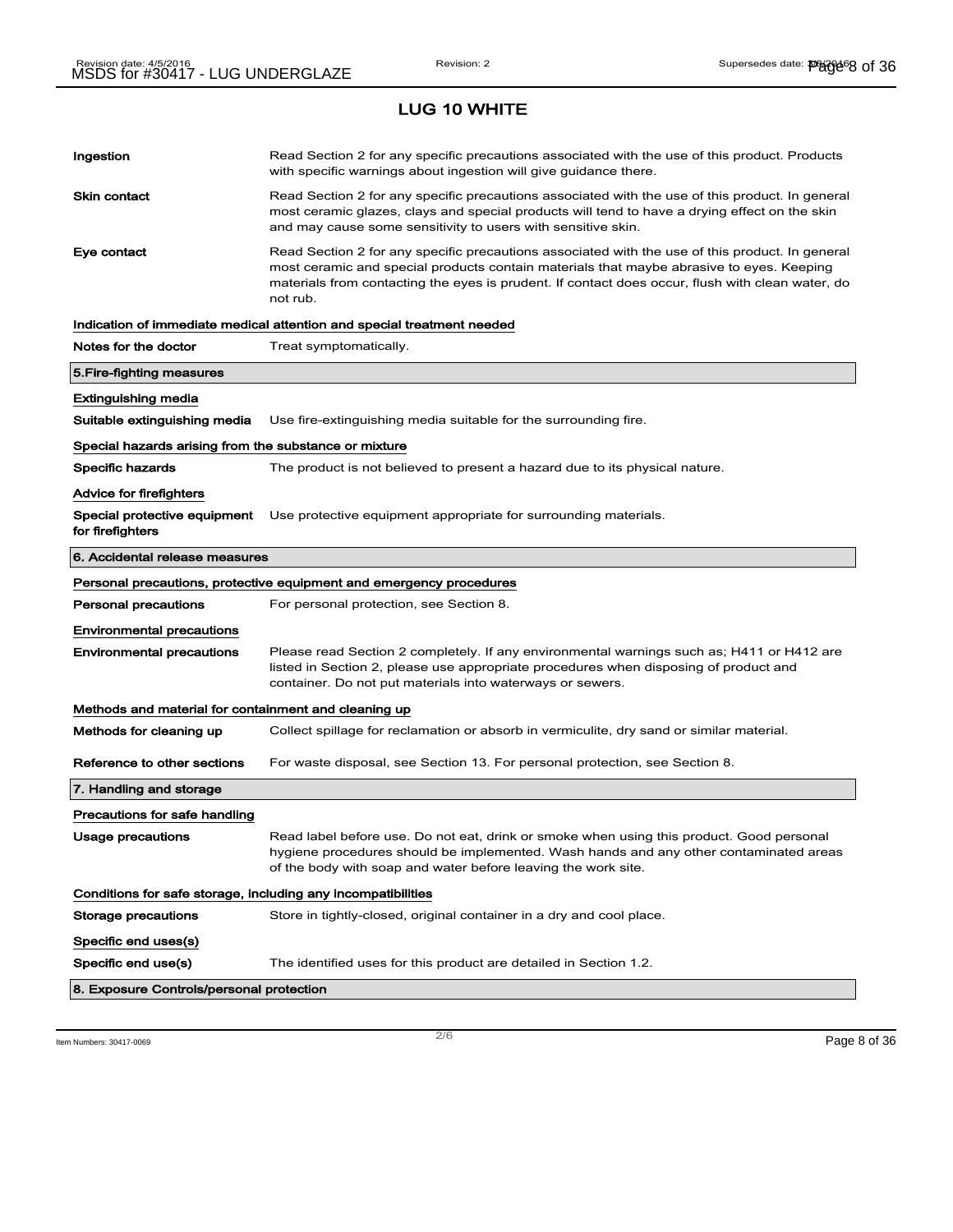## LUG 10 WHITE

| | |
|---|---|
| **Ingestion** | Read Section 2 for any specific precautions associated with the use of this product. Products with specific warnings about ingestion will give guidance there. |
| **Skin contact** | Read Section 2 for any specific precautions associated with the use of this product. In general most ceramic glazes, clays and special products will tend to have a drying effect on the skin and may cause some sensitivity to users with sensitive skin. |
| **Eye contact** | Read Section 2 for any specific precautions associated with the use of this product. In general most ceramic and special products contain materials that maybe abrasive to eyes. Keeping materials from contacting the eyes is prudent. If contact does occur, flush with clean water, do not rub. |

**Indication of immediate medical attention and special treatment needed**

| | |
|---|---|
| **Notes for the doctor** | Treat symptomatically. |

### 5.Fire-fighting measures

**Extinguishing media**

| | |
|---|---|
| **Suitable extinguishing media** | Use fire-extinguishing media suitable for the surrounding fire. |

**Special hazards arising from the substance or mixture**

| | |
|---|---|
| **Specific hazards** | The product is not believed to present a hazard due to its physical nature. |

**Advice for firefighters**

| | |
|---|---|
| **Special protective equipment for firefighters** | Use protective equipment appropriate for surrounding materials. |

### 6. Accidental release measures

**Personal precautions, protective equipment and emergency procedures**

| | |
|---|---|
| **Personal precautions** | For personal protection, see Section 8. |

**Environmental precautions**

| | |
|---|---|
| **Environmental precautions** | Please read Section 2 completely. If any environmental warnings such as; H411 or H412 are listed in Section 2, please use appropriate procedures when disposing of product and container. Do not put materials into waterways or sewers. |

**Methods and material for containment and cleaning up**

| | |
|---|---|
| **Methods for cleaning up** | Collect spillage for reclamation or absorb in vermiculite, dry sand or similar material. |
| **Reference to other sections** | For waste disposal, see Section 13. For personal protection, see Section 8. |

### 7. Handling and storage

**Precautions for safe handling**

| | |
|---|---|
| **Usage precautions** | Read label before use. Do not eat, drink or smoke when using this product. Good personal hygiene procedures should be implemented. Wash hands and any other contaminated areas of the body with soap and water before leaving the work site. |

**Conditions for safe storage, including any incompatibilities**

| | |
|---|---|
| **Storage precautions** | Store in tightly-closed, original container in a dry and cool place. |

**Specific end uses(s)**

| | |
|---|---|
| **Specific end use(s)** | The identified uses for this product are detailed in Section 1.2. |

### 8. Exposure Controls/personal protection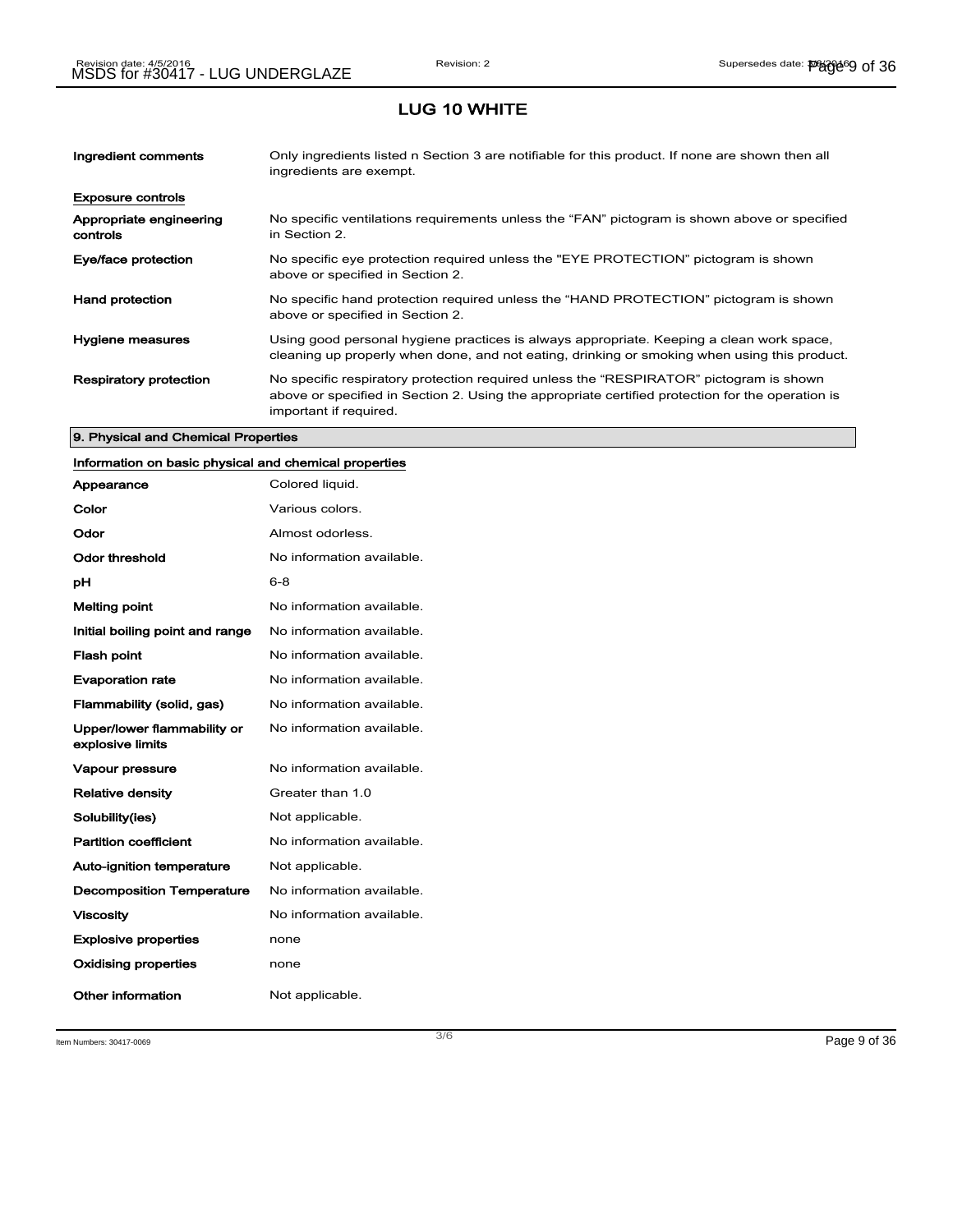## LUG 10 WHITE

| | |
|---|---|
| **Ingredient comments** | Only ingredients listed n Section 3 are notifiable for this product. If none are shown then all ingredients are exempt. |

**Exposure controls**

| | |
|---|---|
| **Appropriate engineering controls** | No specific ventilations requirements unless the “FAN” pictogram is shown above or specified in Section 2. |
| **Eye/face protection** | No specific eye protection required unless the "EYE PROTECTION” pictogram is shown above or specified in Section 2. |
| **Hand protection** | No specific hand protection required unless the “HAND PROTECTION” pictogram is shown above or specified in Section 2. |
| **Hygiene measures** | Using good personal hygiene practices is always appropriate. Keeping a clean work space, cleaning up properly when done, and not eating, drinking or smoking when using this product. |
| **Respiratory protection** | No specific respiratory protection required unless the “RESPIRATOR” pictogram is shown above or specified in Section 2. Using the appropriate certified protection for the operation is important if required. |

### 9. Physical and Chemical Properties

**Information on basic physical and chemical properties**

| | |
|---|---|
| **Appearance** | Colored liquid. |
| **Color** | Various colors. |
| **Odor** | Almost odorless. |
| **Odor threshold** | No information available. |
| **pH** | 6-8 |
| **Melting point** | No information available. |
| **Initial boiling point and range** | No information available. |
| **Flash point** | No information available. |
| **Evaporation rate** | No information available. |
| **Flammability (solid, gas)** | No information available. |
| **Upper/lower flammability or explosive limits** | No information available. |
| **Vapour pressure** | No information available. |
| **Relative density** | Greater than 1.0 |
| **Solubility(ies)** | Not applicable. |
| **Partition coefficient** | No information available. |
| **Auto-ignition temperature** | Not applicable. |
| **Decomposition Temperature** | No information available. |
| **Viscosity** | No information available. |
| **Explosive properties** | none |
| **Oxidising properties** | none |
| **Other information** | Not applicable. |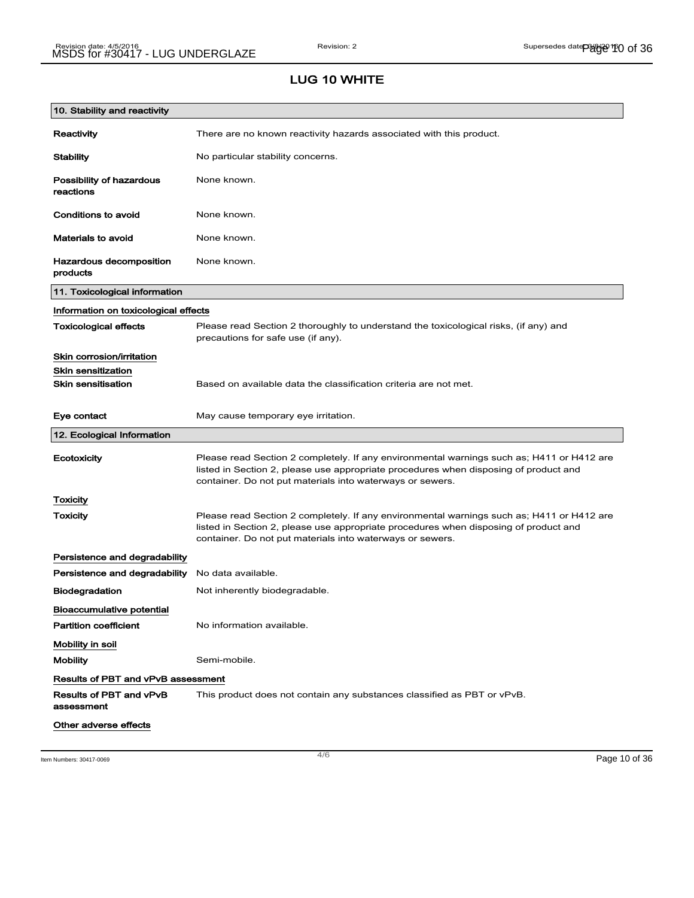# LUG 10 WHITE

## 10. Stability and reactivity

| | |
|---|---|
| **Reactivity** | There are no known reactivity hazards associated with this product. |
| **Stability** | No particular stability concerns. |
| **Possibility of hazardous reactions** | None known. |
| **Conditions to avoid** | None known. |
| **Materials to avoid** | None known. |
| **Hazardous decomposition products** | None known. |

## 11. Toxicological information

**Information on toxicological effects**

| | |
|---|---|
| **Toxicological effects** | Please read Section 2 thoroughly to understand the toxicological risks, (if any) and precautions for safe use (if any). |

**Skin corrosion/irritation**

**Skin sensitization**

| | |
|---|---|
| **Skin sensitisation** | Based on available data the classification criteria are not met. |
| **Eye contact** | May cause temporary eye irritation. |

## 12. Ecological Information

| | |
|---|---|
| **Ecotoxicity** | Please read Section 2 completely. If any environmental warnings such as; H411 or H412 are listed in Section 2, please use appropriate procedures when disposing of product and container. Do not put materials into waterways or sewers. |

**Toxicity**

| | |
|---|---|
| **Toxicity** | Please read Section 2 completely. If any environmental warnings such as; H411 or H412 are listed in Section 2, please use appropriate procedures when disposing of product and container. Do not put materials into waterways or sewers. |

**Persistence and degradability**

| | |
|---|---|
| **Persistence and degradability** | No data available. |
| **Biodegradation** | Not inherently biodegradable. |

**Bioaccumulative potential**

| | |
|---|---|
| **Partition coefficient** | No information available. |

**Mobility in soil**

| | |
|---|---|
| **Mobility** | Semi-mobile. |

**Results of PBT and vPvB assessment**

| | |
|---|---|
| **Results of PBT and vPvB assessment** | This product does not contain any substances classified as PBT or vPvB. |

**Other adverse effects**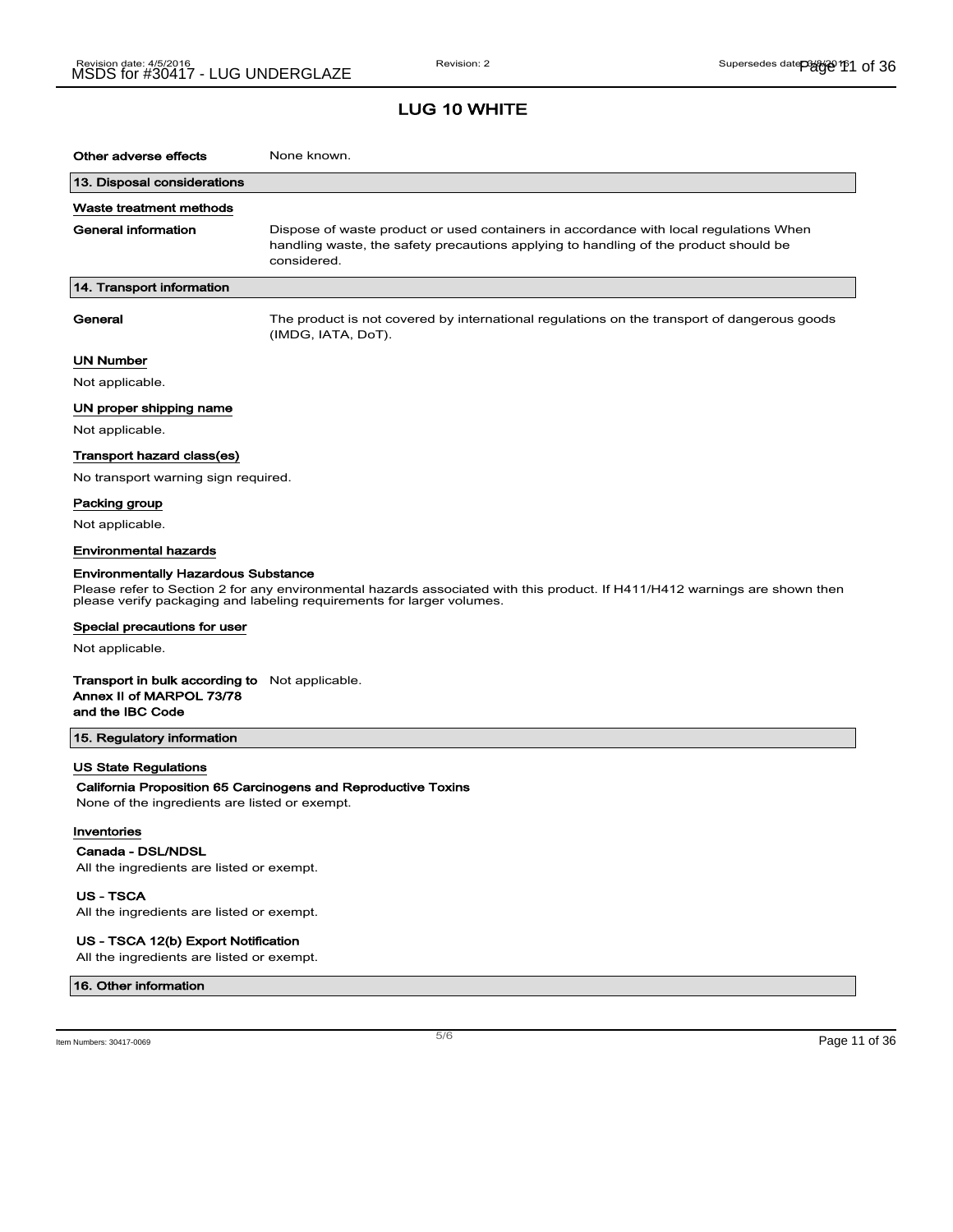# LUG 10 WHITE

**Other adverse effects** None known.

## 13. Disposal considerations

### Waste treatment methods

**General information** Dispose of waste product or used containers in accordance with local regulations When handling waste, the safety precautions applying to handling of the product should be considered.

## 14. Transport information

**General** The product is not covered by international regulations on the transport of dangerous goods (IMDG, IATA, DoT).

### UN Number

Not applicable.

### UN proper shipping name

Not applicable.

### Transport hazard class(es)

No transport warning sign required.

### Packing group

Not applicable.

### Environmental hazards

**Environmentally Hazardous Substance**

Please refer to Section 2 for any environmental hazards associated with this product. If H411/H412 warnings are shown then please verify packaging and labeling requirements for larger volumes.

### Special precautions for user

Not applicable.

**Transport in bulk according to Annex II of MARPOL 73/78 and the IBC Code** Not applicable.

## 15. Regulatory information

### US State Regulations

**California Proposition 65 Carcinogens and Reproductive Toxins**

None of the ingredients are listed or exempt.

### Inventories

**Canada - DSL/NDSL**

All the ingredients are listed or exempt.

**US - TSCA**

All the ingredients are listed or exempt.

**US - TSCA 12(b) Export Notification**

All the ingredients are listed or exempt.

## 16. Other information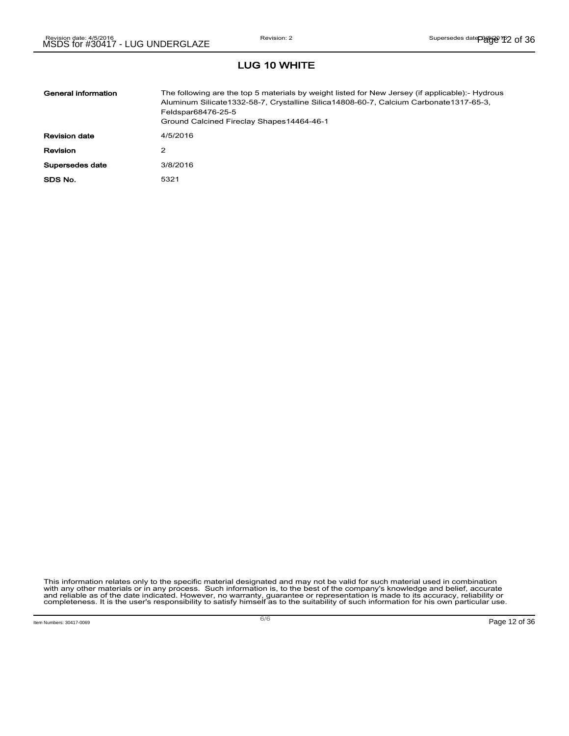## LUG 10 WHITE

| | |
|---|---|
| **General information** | The following are the top 5 materials by weight listed for New Jersey (if applicable):- Hydrous Aluminum Silicate1332-58-7, Crystalline Silica14808-60-7, Calcium Carbonate1317-65-3, Feldspar68476-25-5<br>Ground Calcined Fireclay Shapes14464-46-1 |
| **Revision date** | 4/5/2016 |
| **Revision** | 2 |
| **Supersedes date** | 3/8/2016 |
| **SDS No.** | 5321 |

This information relates only to the specific material designated and may not be valid for such material used in combination with any other materials or in any process. Such information is, to the best of the company's knowledge and belief, accurate and reliable as of the date indicated. However, no warranty, guarantee or representation is made to its accuracy, reliability or completeness. It is the user's responsibility to satisfy himself as to the suitability of such information for his own particular use.

Item Numbers: 30417-0069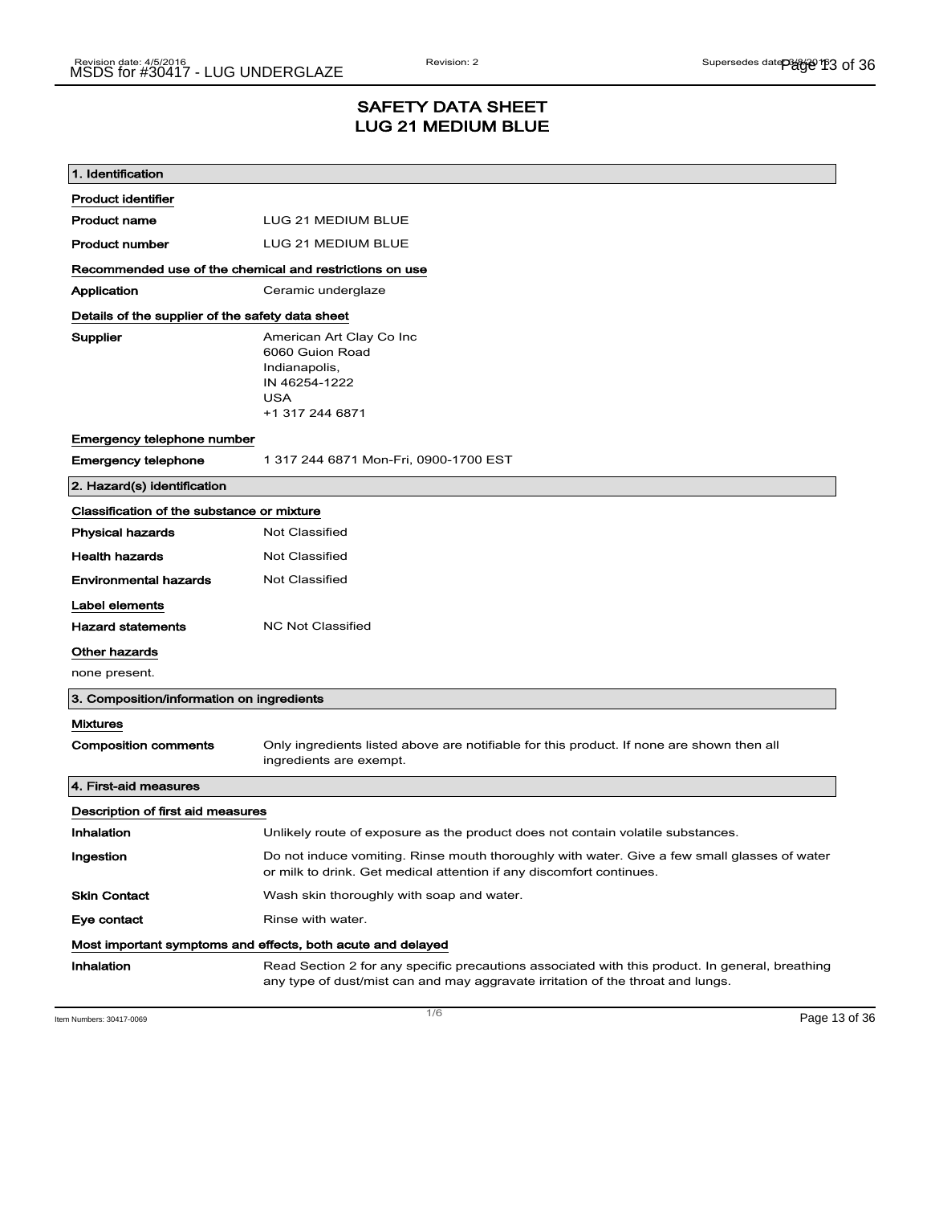# SAFETY DATA SHEET
# LUG 21 MEDIUM BLUE

## 1. Identification

**Product identifier**

| | |
|---|---|
| **Product name** | LUG 21 MEDIUM BLUE |
| **Product number** | LUG 21 MEDIUM BLUE |

**Recommended use of the chemical and restrictions on use**

| | |
|---|---|
| **Application** | Ceramic underglaze |

**Details of the supplier of the safety data sheet**

| | |
|---|---|
| **Supplier** | American Art Clay Co Inc<br>6060 Guion Road<br>Indianapolis,<br>IN 46254-1222<br>USA<br>+1 317 244 6871 |

**Emergency telephone number**

| | |
|---|---|
| **Emergency telephone** | 1 317 244 6871 Mon-Fri, 0900-1700 EST |

## 2. Hazard(s) identification

**Classification of the substance or mixture**

| | |
|---|---|
| **Physical hazards** | Not Classified |
| **Health hazards** | Not Classified |
| **Environmental hazards** | Not Classified |

**Label elements**

| | |
|---|---|
| **Hazard statements** | NC Not Classified |

**Other hazards**

none present.

## 3. Composition/information on ingredients

**Mixtures**

| | |
|---|---|
| **Composition comments** | Only ingredients listed above are notifiable for this product. If none are shown then all ingredients are exempt. |

## 4. First-aid measures

**Description of first aid measures**

| | |
|---|---|
| **Inhalation** | Unlikely route of exposure as the product does not contain volatile substances. |
| **Ingestion** | Do not induce vomiting. Rinse mouth thoroughly with water. Give a few small glasses of water or milk to drink. Get medical attention if any discomfort continues. |
| **Skin Contact** | Wash skin thoroughly with soap and water. |
| **Eye contact** | Rinse with water. |

**Most important symptoms and effects, both acute and delayed**

| | |
|---|---|
| **Inhalation** | Read Section 2 for any specific precautions associated with this product. In general, breathing any type of dust/mist can and may aggravate irritation of the throat and lungs. |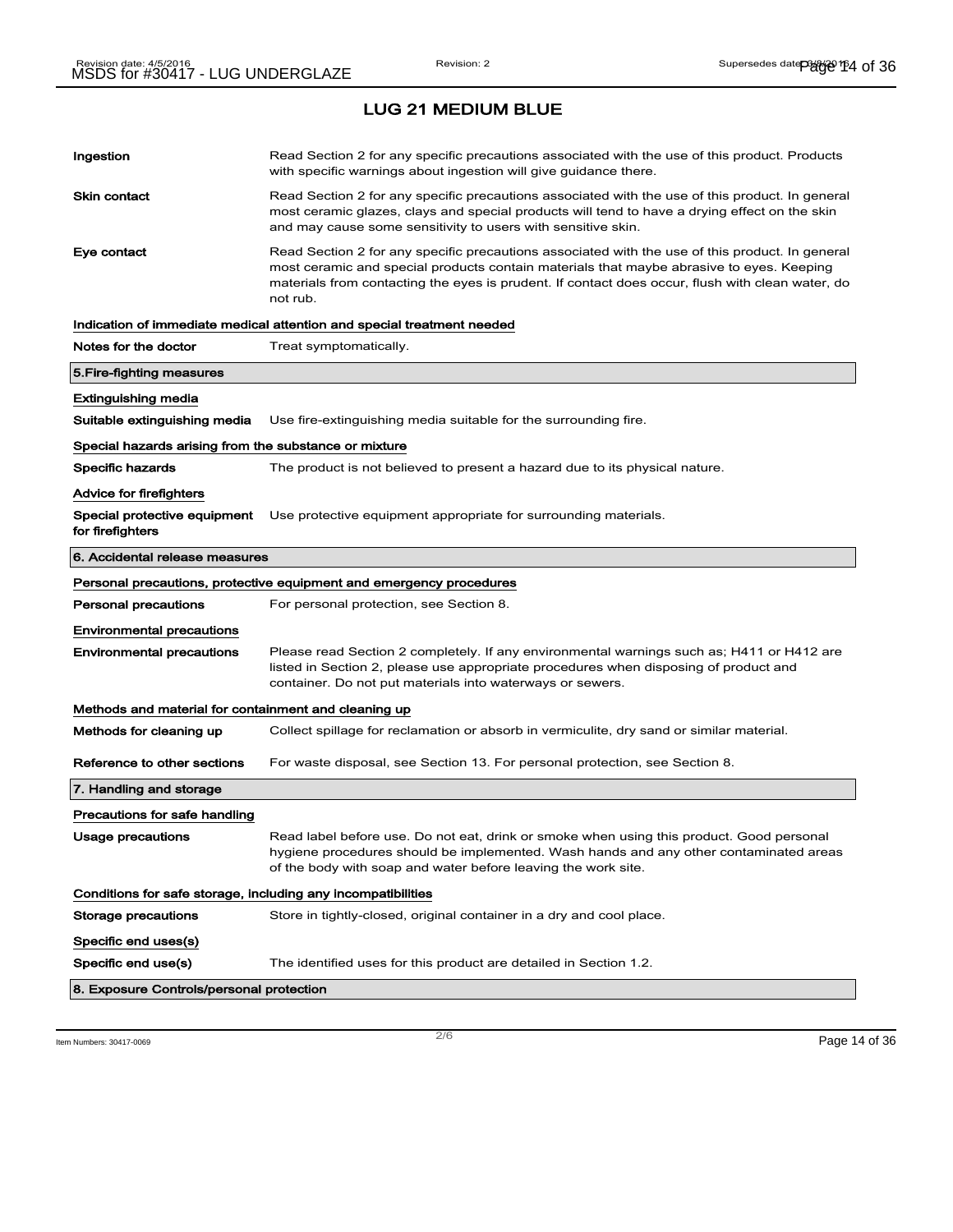## LUG 21 MEDIUM BLUE

| | |
|---|---|
| **Ingestion** | Read Section 2 for any specific precautions associated with the use of this product. Products with specific warnings about ingestion will give guidance there. |
| **Skin contact** | Read Section 2 for any specific precautions associated with the use of this product. In general most ceramic glazes, clays and special products will tend to have a drying effect on the skin and may cause some sensitivity to users with sensitive skin. |
| **Eye contact** | Read Section 2 for any specific precautions associated with the use of this product. In general most ceramic and special products contain materials that maybe abrasive to eyes. Keeping materials from contacting the eyes is prudent. If contact does occur, flush with clean water, do not rub. |

**Indication of immediate medical attention and special treatment needed**

| | |
|---|---|
| **Notes for the doctor** | Treat symptomatically. |

### 5.Fire-fighting measures

**Extinguishing media**

| | |
|---|---|
| **Suitable extinguishing media** | Use fire-extinguishing media suitable for the surrounding fire. |

**Special hazards arising from the substance or mixture**

| | |
|---|---|
| **Specific hazards** | The product is not believed to present a hazard due to its physical nature. |

**Advice for firefighters**

| | |
|---|---|
| **Special protective equipment for firefighters** | Use protective equipment appropriate for surrounding materials. |

### 6. Accidental release measures

**Personal precautions, protective equipment and emergency procedures**

| | |
|---|---|
| **Personal precautions** | For personal protection, see Section 8. |

**Environmental precautions**

| | |
|---|---|
| **Environmental precautions** | Please read Section 2 completely. If any environmental warnings such as; H411 or H412 are listed in Section 2, please use appropriate procedures when disposing of product and container. Do not put materials into waterways or sewers. |

**Methods and material for containment and cleaning up**

| | |
|---|---|
| **Methods for cleaning up** | Collect spillage for reclamation or absorb in vermiculite, dry sand or similar material. |
| **Reference to other sections** | For waste disposal, see Section 13. For personal protection, see Section 8. |

### 7. Handling and storage

**Precautions for safe handling**

| | |
|---|---|
| **Usage precautions** | Read label before use. Do not eat, drink or smoke when using this product. Good personal hygiene procedures should be implemented. Wash hands and any other contaminated areas of the body with soap and water before leaving the work site. |

**Conditions for safe storage, including any incompatibilities**

| | |
|---|---|
| **Storage precautions** | Store in tightly-closed, original container in a dry and cool place. |

**Specific end uses(s)**

| | |
|---|---|
| **Specific end use(s)** | The identified uses for this product are detailed in Section 1.2. |

### 8. Exposure Controls/personal protection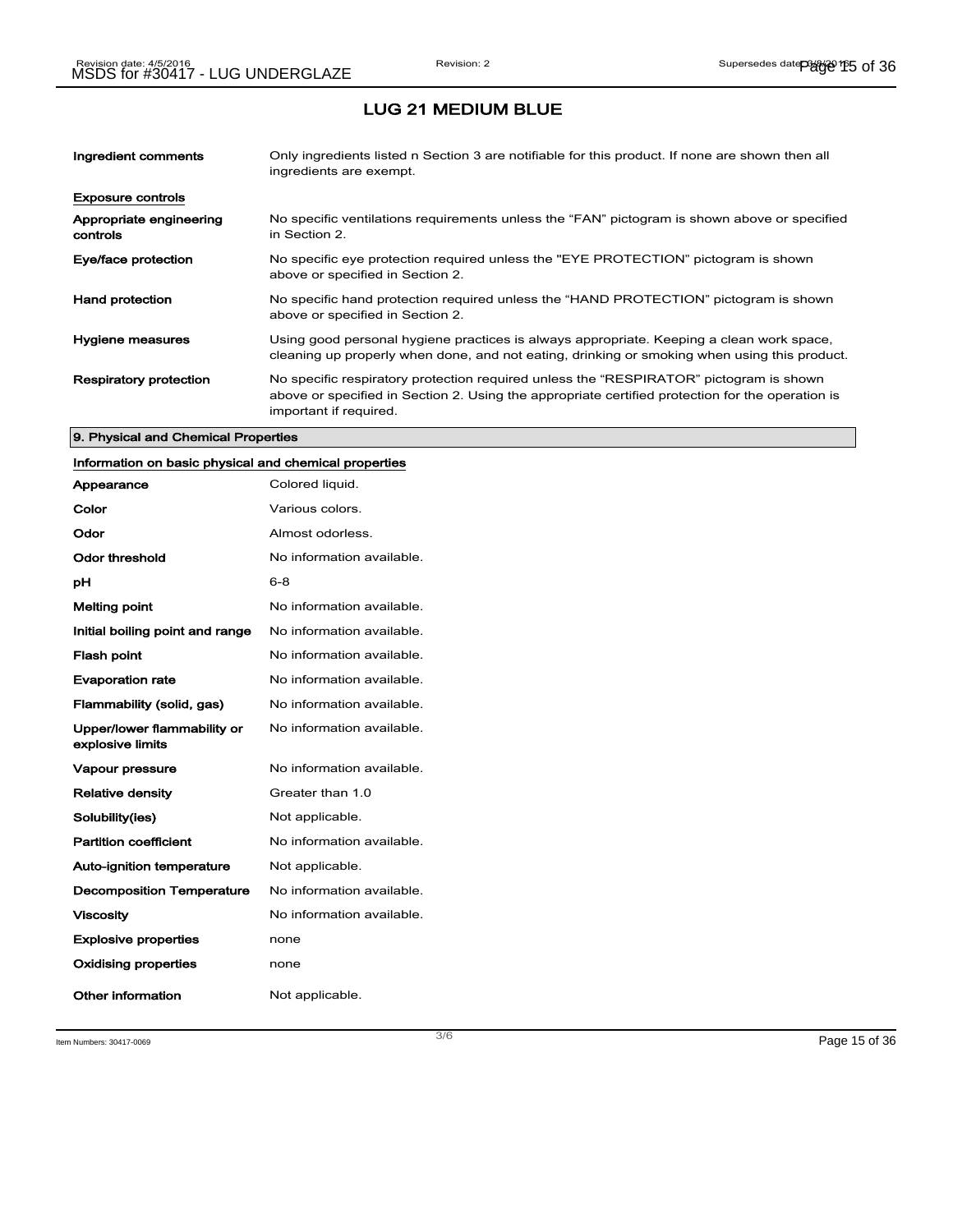# LUG 21 MEDIUM BLUE

| | |
|---|---|
| **Ingredient comments** | Only ingredients listed n Section 3 are notifiable for this product. If none are shown then all ingredients are exempt. |

**Exposure controls**

| | |
|---|---|
| **Appropriate engineering controls** | No specific ventilations requirements unless the “FAN” pictogram is shown above or specified in Section 2. |
| **Eye/face protection** | No specific eye protection required unless the "EYE PROTECTION” pictogram is shown above or specified in Section 2. |
| **Hand protection** | No specific hand protection required unless the “HAND PROTECTION” pictogram is shown above or specified in Section 2. |
| **Hygiene measures** | Using good personal hygiene practices is always appropriate. Keeping a clean work space, cleaning up properly when done, and not eating, drinking or smoking when using this product. |
| **Respiratory protection** | No specific respiratory protection required unless the “RESPIRATOR” pictogram is shown above or specified in Section 2. Using the appropriate certified protection for the operation is important if required. |

## 9. Physical and Chemical Properties

**Information on basic physical and chemical properties**

| | |
|---|---|
| **Appearance** | Colored liquid. |
| **Color** | Various colors. |
| **Odor** | Almost odorless. |
| **Odor threshold** | No information available. |
| **pH** | 6-8 |
| **Melting point** | No information available. |
| **Initial boiling point and range** | No information available. |
| **Flash point** | No information available. |
| **Evaporation rate** | No information available. |
| **Flammability (solid, gas)** | No information available. |
| **Upper/lower flammability or explosive limits** | No information available. |
| **Vapour pressure** | No information available. |
| **Relative density** | Greater than 1.0 |
| **Solubility(ies)** | Not applicable. |
| **Partition coefficient** | No information available. |
| **Auto-ignition temperature** | Not applicable. |
| **Decomposition Temperature** | No information available. |
| **Viscosity** | No information available. |
| **Explosive properties** | none |
| **Oxidising properties** | none |
| **Other information** | Not applicable. |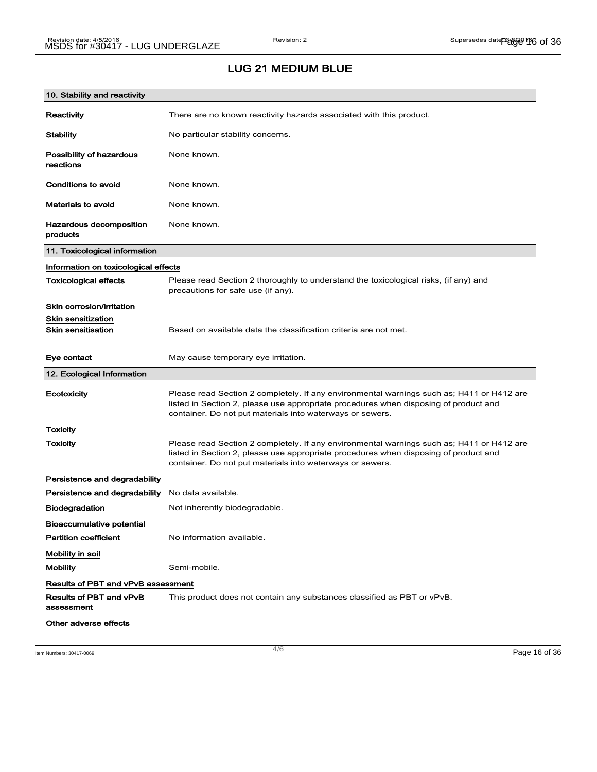# LUG 21 MEDIUM BLUE

## 10. Stability and reactivity

| | |
|---|---|
| **Reactivity** | There are no known reactivity hazards associated with this product. |
| **Stability** | No particular stability concerns. |
| **Possibility of hazardous reactions** | None known. |
| **Conditions to avoid** | None known. |
| **Materials to avoid** | None known. |
| **Hazardous decomposition products** | None known. |

## 11. Toxicological information

**Information on toxicological effects**

| | |
|---|---|
| **Toxicological effects** | Please read Section 2 thoroughly to understand the toxicological risks, (if any) and precautions for safe use (if any). |

**Skin corrosion/irritation**

**Skin sensitization**

| | |
|---|---|
| **Skin sensitisation** | Based on available data the classification criteria are not met. |
| **Eye contact** | May cause temporary eye irritation. |

## 12. Ecological Information

| | |
|---|---|
| **Ecotoxicity** | Please read Section 2 completely. If any environmental warnings such as; H411 or H412 are listed in Section 2, please use appropriate procedures when disposing of product and container. Do not put materials into waterways or sewers. |

**Toxicity**

| | |
|---|---|
| **Toxicity** | Please read Section 2 completely. If any environmental warnings such as; H411 or H412 are listed in Section 2, please use appropriate procedures when disposing of product and container. Do not put materials into waterways or sewers. |

**Persistence and degradability**

| | |
|---|---|
| **Persistence and degradability** | No data available. |
| **Biodegradation** | Not inherently biodegradable. |

**Bioaccumulative potential**

| | |
|---|---|
| **Partition coefficient** | No information available. |

**Mobility in soil**

| | |
|---|---|
| **Mobility** | Semi-mobile. |

**Results of PBT and vPvB assessment**

| | |
|---|---|
| **Results of PBT and vPvB assessment** | This product does not contain any substances classified as PBT or vPvB. |

**Other adverse effects**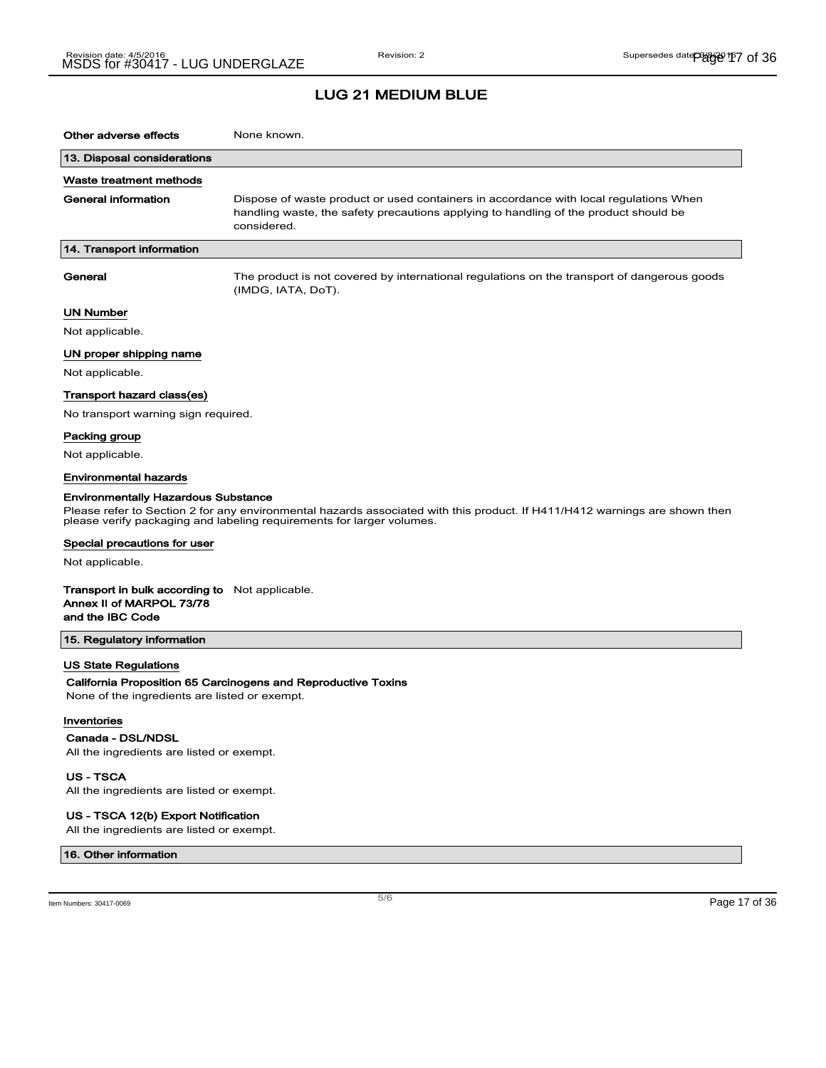# LUG 21 MEDIUM BLUE

**Other adverse effects** None known.

## 13. Disposal considerations

### Waste treatment methods

**General information** Dispose of waste product or used containers in accordance with local regulations When handling waste, the safety precautions applying to handling of the product should be considered.

## 14. Transport information

**General** The product is not covered by international regulations on the transport of dangerous goods (IMDG, IATA, DoT).

### UN Number

Not applicable.

### UN proper shipping name

Not applicable.

### Transport hazard class(es)

No transport warning sign required.

### Packing group

Not applicable.

### Environmental hazards

**Environmentally Hazardous Substance**

Please refer to Section 2 for any environmental hazards associated with this product. If H411/H412 warnings are shown then please verify packaging and labeling requirements for larger volumes.

### Special precautions for user

Not applicable.

**Transport in bulk according to Annex II of MARPOL 73/78 and the IBC Code** Not applicable.

## 15. Regulatory information

### US State Regulations

**California Proposition 65 Carcinogens and Reproductive Toxins**

None of the ingredients are listed or exempt.

### Inventories

**Canada - DSL/NDSL**

All the ingredients are listed or exempt.

**US - TSCA**

All the ingredients are listed or exempt.

**US - TSCA 12(b) Export Notification**

All the ingredients are listed or exempt.

## 16. Other information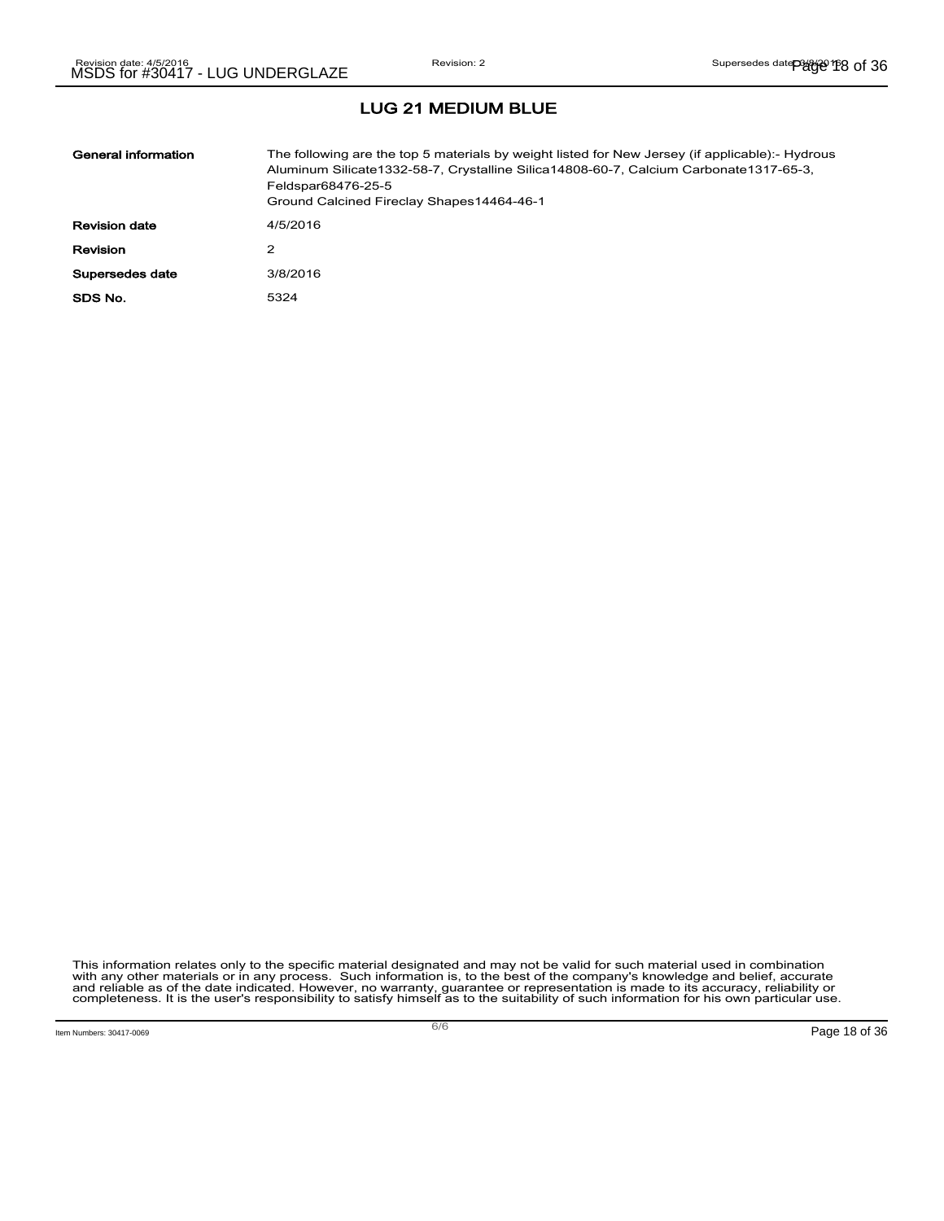## LUG 21 MEDIUM BLUE

| | |
|---|---|
| **General information** | The following are the top 5 materials by weight listed for New Jersey (if applicable):- Hydrous Aluminum Silicate1332-58-7, Crystalline Silica14808-60-7, Calcium Carbonate1317-65-3, Feldspar68476-25-5<br>Ground Calcined Fireclay Shapes14464-46-1 |
| **Revision date** | 4/5/2016 |
| **Revision** | 2 |
| **Supersedes date** | 3/8/2016 |
| **SDS No.** | 5324 |

This information relates only to the specific material designated and may not be valid for such material used in combination with any other materials or in any process. Such information is, to the best of the company's knowledge and belief, accurate and reliable as of the date indicated. However, no warranty, guarantee or representation is made to its accuracy, reliability or completeness. It is the user's responsibility to satisfy himself as to the suitability of such information for his own particular use.

Item Numbers: 30417-0069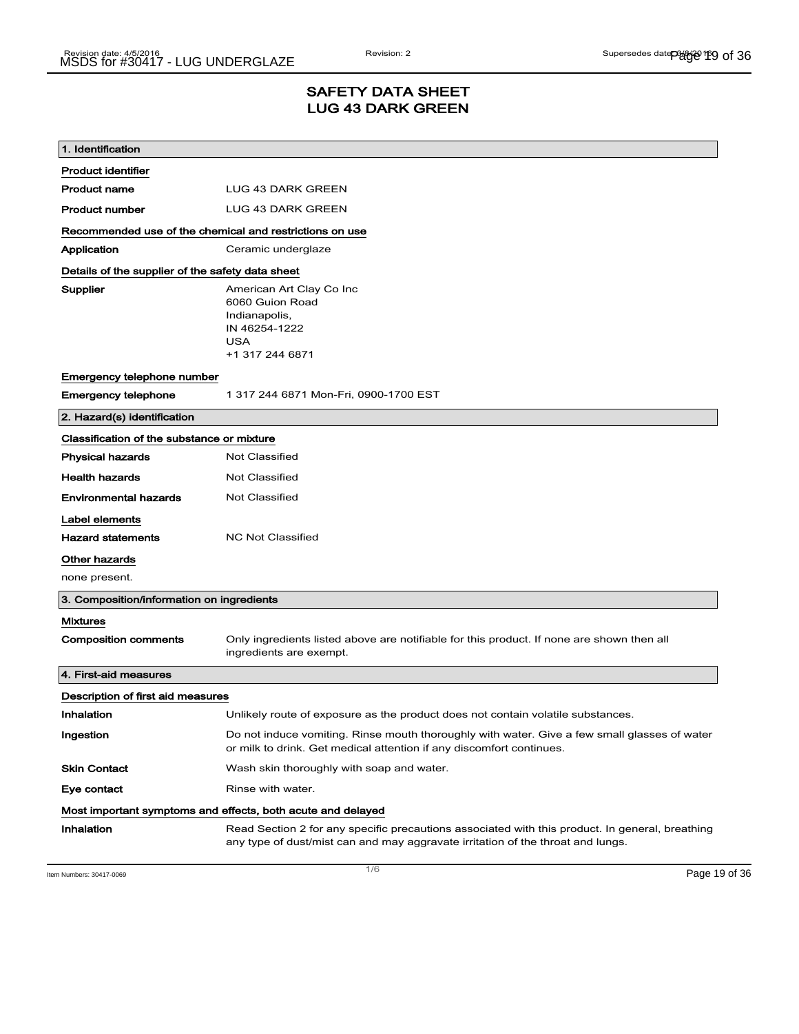# SAFETY DATA SHEET
# LUG 43 DARK GREEN

## 1. Identification

**Product identifier**

| | |
|---|---|
| **Product name** | LUG 43 DARK GREEN |
| **Product number** | LUG 43 DARK GREEN |

**Recommended use of the chemical and restrictions on use**

| | |
|---|---|
| **Application** | Ceramic underglaze |

**Details of the supplier of the safety data sheet**

| | |
|---|---|
| **Supplier** | American Art Clay Co Inc<br>6060 Guion Road<br>Indianapolis,<br>IN 46254-1222<br>USA<br>+1 317 244 6871 |

**Emergency telephone number**

| | |
|---|---|
| **Emergency telephone** | 1 317 244 6871 Mon-Fri, 0900-1700 EST |

## 2. Hazard(s) identification

**Classification of the substance or mixture**

| | |
|---|---|
| **Physical hazards** | Not Classified |
| **Health hazards** | Not Classified |
| **Environmental hazards** | Not Classified |

**Label elements**

| | |
|---|---|
| **Hazard statements** | NC Not Classified |

**Other hazards**

none present.

## 3. Composition/information on ingredients

**Mixtures**

| | |
|---|---|
| **Composition comments** | Only ingredients listed above are notifiable for this product. If none are shown then all ingredients are exempt. |

## 4. First-aid measures

**Description of first aid measures**

| | |
|---|---|
| **Inhalation** | Unlikely route of exposure as the product does not contain volatile substances. |
| **Ingestion** | Do not induce vomiting. Rinse mouth thoroughly with water. Give a few small glasses of water or milk to drink. Get medical attention if any discomfort continues. |
| **Skin Contact** | Wash skin thoroughly with soap and water. |
| **Eye contact** | Rinse with water. |

**Most important symptoms and effects, both acute and delayed**

| | |
|---|---|
| **Inhalation** | Read Section 2 for any specific precautions associated with this product. In general, breathing any type of dust/mist can and may aggravate irritation of the throat and lungs. |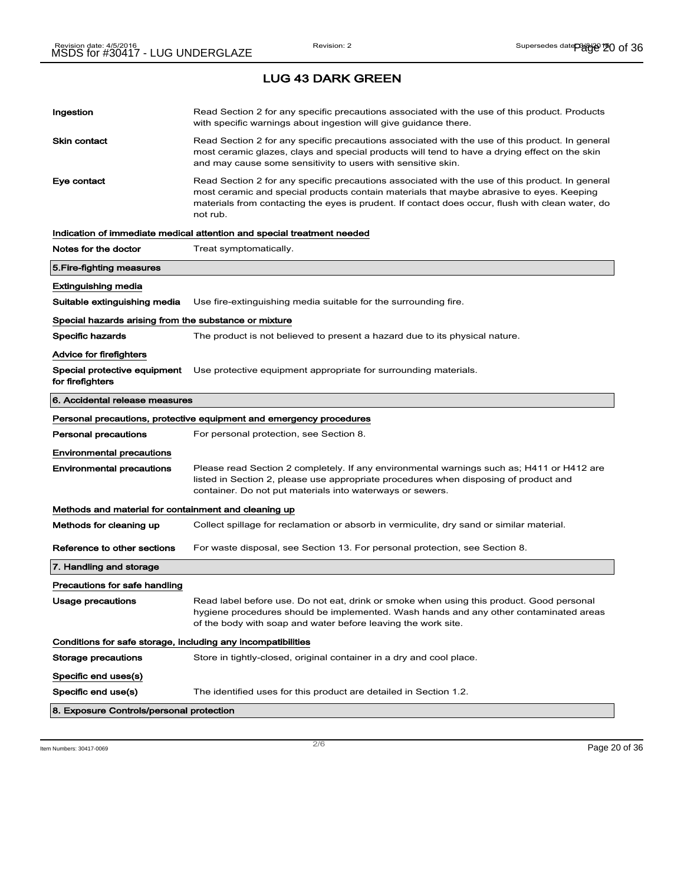# LUG 43 DARK GREEN

**Ingestion** Read Section 2 for any specific precautions associated with the use of this product. Products with specific warnings about ingestion will give guidance there.

**Skin contact** Read Section 2 for any specific precautions associated with the use of this product. In general most ceramic glazes, clays and special products will tend to have a drying effect on the skin and may cause some sensitivity to users with sensitive skin.

**Eye contact** Read Section 2 for any specific precautions associated with the use of this product. In general most ceramic and special products contain materials that maybe abrasive to eyes. Keeping materials from contacting the eyes is prudent. If contact does occur, flush with clean water, do not rub.

### Indication of immediate medical attention and special treatment needed

**Notes for the doctor** Treat symptomatically.

## 5.Fire-fighting measures

### Extinguishing media

**Suitable extinguishing media** Use fire-extinguishing media suitable for the surrounding fire.

### Special hazards arising from the substance or mixture

**Specific hazards** The product is not believed to present a hazard due to its physical nature.

### Advice for firefighters

**Special protective equipment for firefighters** Use protective equipment appropriate for surrounding materials.

## 6. Accidental release measures

### Personal precautions, protective equipment and emergency procedures

**Personal precautions** For personal protection, see Section 8.

### Environmental precautions

**Environmental precautions** Please read Section 2 completely. If any environmental warnings such as; H411 or H412 are listed in Section 2, please use appropriate procedures when disposing of product and container. Do not put materials into waterways or sewers.

### Methods and material for containment and cleaning up

**Methods for cleaning up** Collect spillage for reclamation or absorb in vermiculite, dry sand or similar material.

**Reference to other sections** For waste disposal, see Section 13. For personal protection, see Section 8.

## 7. Handling and storage

### Precautions for safe handling

**Usage precautions** Read label before use. Do not eat, drink or smoke when using this product. Good personal hygiene procedures should be implemented. Wash hands and any other contaminated areas of the body with soap and water before leaving the work site.

### Conditions for safe storage, including any incompatibilities

**Storage precautions** Store in tightly-closed, original container in a dry and cool place.

### Specific end uses(s)

**Specific end use(s)** The identified uses for this product are detailed in Section 1.2.

## 8. Exposure Controls/personal protection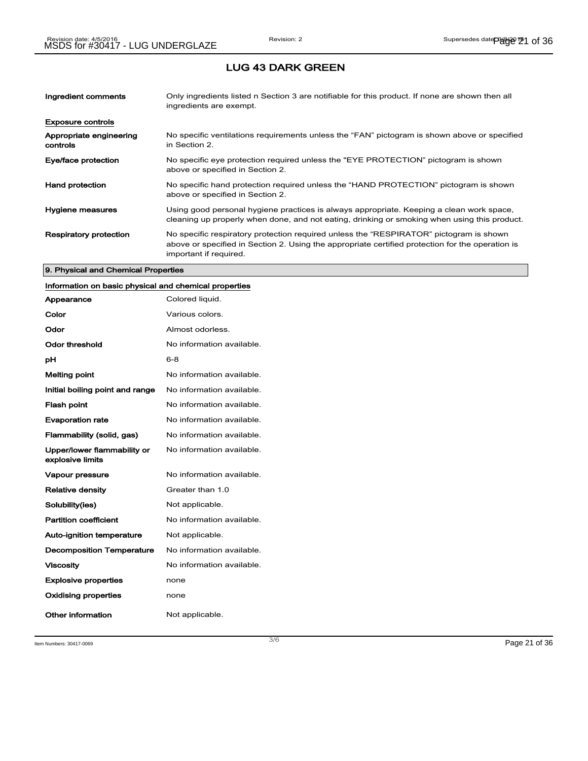## LUG 43 DARK GREEN

| | |
|---|---|
| **Ingredient comments** | Only ingredients listed n Section 3 are notifiable for this product. If none are shown then all ingredients are exempt. |

**Exposure controls**

| | |
|---|---|
| **Appropriate engineering controls** | No specific ventilations requirements unless the “FAN” pictogram is shown above or specified in Section 2. |
| **Eye/face protection** | No specific eye protection required unless the "EYE PROTECTION" pictogram is shown above or specified in Section 2. |
| **Hand protection** | No specific hand protection required unless the “HAND PROTECTION” pictogram is shown above or specified in Section 2. |
| **Hygiene measures** | Using good personal hygiene practices is always appropriate. Keeping a clean work space, cleaning up properly when done, and not eating, drinking or smoking when using this product. |
| **Respiratory protection** | No specific respiratory protection required unless the “RESPIRATOR” pictogram is shown above or specified in Section 2. Using the appropriate certified protection for the operation is important if required. |

### 9. Physical and Chemical Properties

**Information on basic physical and chemical properties**

| | |
|---|---|
| **Appearance** | Colored liquid. |
| **Color** | Various colors. |
| **Odor** | Almost odorless. |
| **Odor threshold** | No information available. |
| **pH** | 6-8 |
| **Melting point** | No information available. |
| **Initial boiling point and range** | No information available. |
| **Flash point** | No information available. |
| **Evaporation rate** | No information available. |
| **Flammability (solid, gas)** | No information available. |
| **Upper/lower flammability or explosive limits** | No information available. |
| **Vapour pressure** | No information available. |
| **Relative density** | Greater than 1.0 |
| **Solubility(ies)** | Not applicable. |
| **Partition coefficient** | No information available. |
| **Auto-ignition temperature** | Not applicable. |
| **Decomposition Temperature** | No information available. |
| **Viscosity** | No information available. |
| **Explosive properties** | none |
| **Oxidising properties** | none |
| **Other information** | Not applicable. |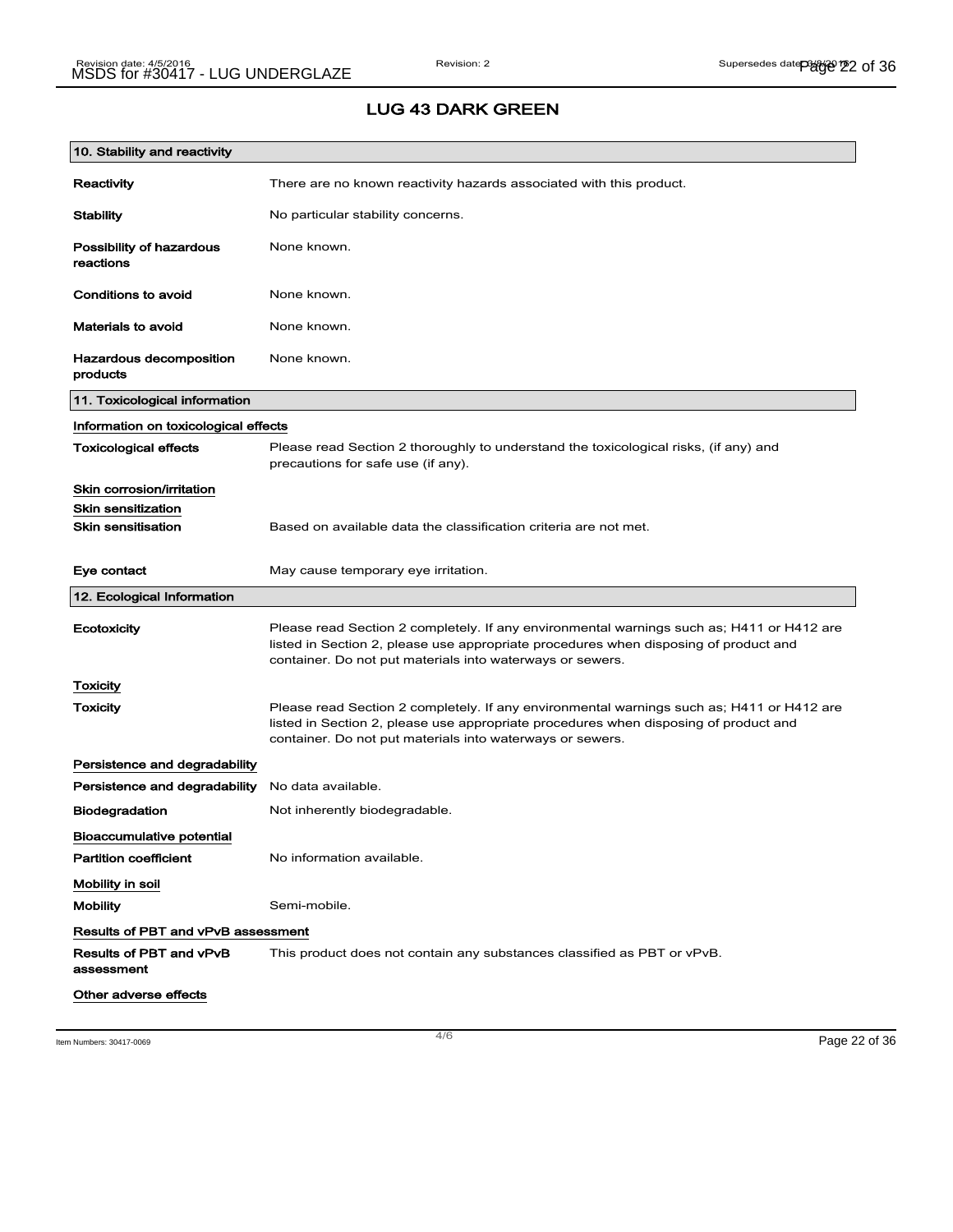## LUG 43 DARK GREEN

### 10. Stability and reactivity

| | |
|---|---|
| **Reactivity** | There are no known reactivity hazards associated with this product. |
| **Stability** | No particular stability concerns. |
| **Possibility of hazardous reactions** | None known. |
| **Conditions to avoid** | None known. |
| **Materials to avoid** | None known. |
| **Hazardous decomposition products** | None known. |

### 11. Toxicological information

**Information on toxicological effects**

| | |
|---|---|
| **Toxicological effects** | Please read Section 2 thoroughly to understand the toxicological risks, (if any) and precautions for safe use (if any). |

**Skin corrosion/irritation**

**Skin sensitization**

| | |
|---|---|
| **Skin sensitisation** | Based on available data the classification criteria are not met. |
| **Eye contact** | May cause temporary eye irritation. |

### 12. Ecological Information

| | |
|---|---|
| **Ecotoxicity** | Please read Section 2 completely. If any environmental warnings such as; H411 or H412 are listed in Section 2, please use appropriate procedures when disposing of product and container. Do not put materials into waterways or sewers. |

**Toxicity**

| | |
|---|---|
| **Toxicity** | Please read Section 2 completely. If any environmental warnings such as; H411 or H412 are listed in Section 2, please use appropriate procedures when disposing of product and container. Do not put materials into waterways or sewers. |

**Persistence and degradability**

| | |
|---|---|
| **Persistence and degradability** | No data available. |
| **Biodegradation** | Not inherently biodegradable. |

**Bioaccumulative potential**

| | |
|---|---|
| **Partition coefficient** | No information available. |

**Mobility in soil**

| | |
|---|---|
| **Mobility** | Semi-mobile. |

**Results of PBT and vPvB assessment**

| | |
|---|---|
| **Results of PBT and vPvB assessment** | This product does not contain any substances classified as PBT or vPvB. |

**Other adverse effects**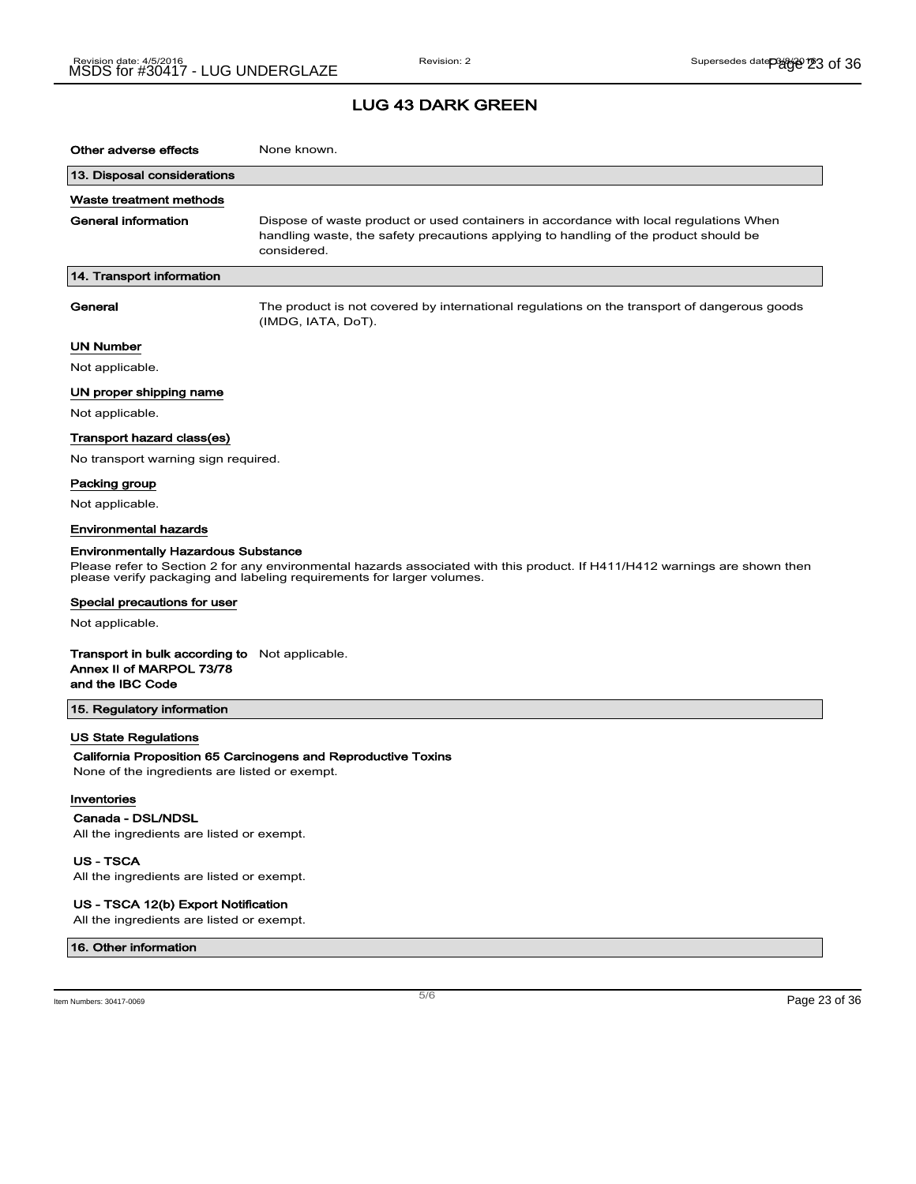## LUG 43 DARK GREEN

**Other adverse effects** None known.

### 13. Disposal considerations

**Waste treatment methods**

**General information** Dispose of waste product or used containers in accordance with local regulations When handling waste, the safety precautions applying to handling of the product should be considered.

### 14. Transport information

**General** The product is not covered by international regulations on the transport of dangerous goods (IMDG, IATA, DoT).

**UN Number**

Not applicable.

**UN proper shipping name**

Not applicable.

**Transport hazard class(es)**

No transport warning sign required.

**Packing group**

Not applicable.

**Environmental hazards**

**Environmentally Hazardous Substance**

Please refer to Section 2 for any environmental hazards associated with this product. If H411/H412 warnings are shown then please verify packaging and labeling requirements for larger volumes.

**Special precautions for user**

Not applicable.

**Transport in bulk according to Annex II of MARPOL 73/78 and the IBC Code** Not applicable.

### 15. Regulatory information

**US State Regulations**

**California Proposition 65 Carcinogens and Reproductive Toxins**

None of the ingredients are listed or exempt.

**Inventories**

**Canada - DSL/NDSL**

All the ingredients are listed or exempt.

**US - TSCA**

All the ingredients are listed or exempt.

**US - TSCA 12(b) Export Notification**

All the ingredients are listed or exempt.

### 16. Other information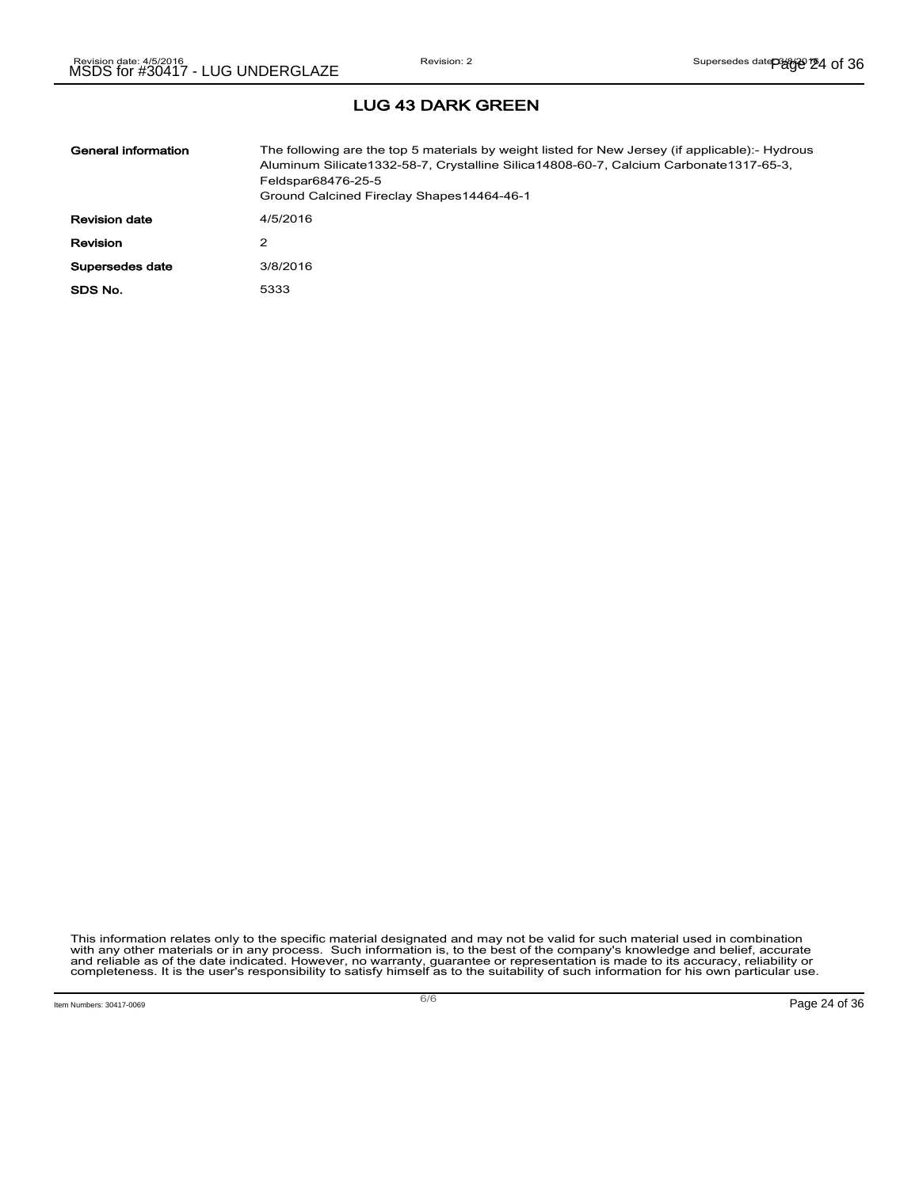## LUG 43 DARK GREEN

| | |
|---|---|
| **General information** | The following are the top 5 materials by weight listed for New Jersey (if applicable):- Hydrous Aluminum Silicate1332-58-7, Crystalline Silica14808-60-7, Calcium Carbonate1317-65-3, Feldspar68476-25-5<br>Ground Calcined Fireclay Shapes14464-46-1 |
| **Revision date** | 4/5/2016 |
| **Revision** | 2 |
| **Supersedes date** | 3/8/2016 |
| **SDS No.** | 5333 |

This information relates only to the specific material designated and may not be valid for such material used in combination with any other materials or in any process. Such information is, to the best of the company's knowledge and belief, accurate and reliable as of the date indicated. However, no warranty, guarantee or representation is made to its accuracy, reliability or completeness. It is the user's responsibility to satisfy himself as to the suitability of such information for his own particular use.

Item Numbers: 30417-0069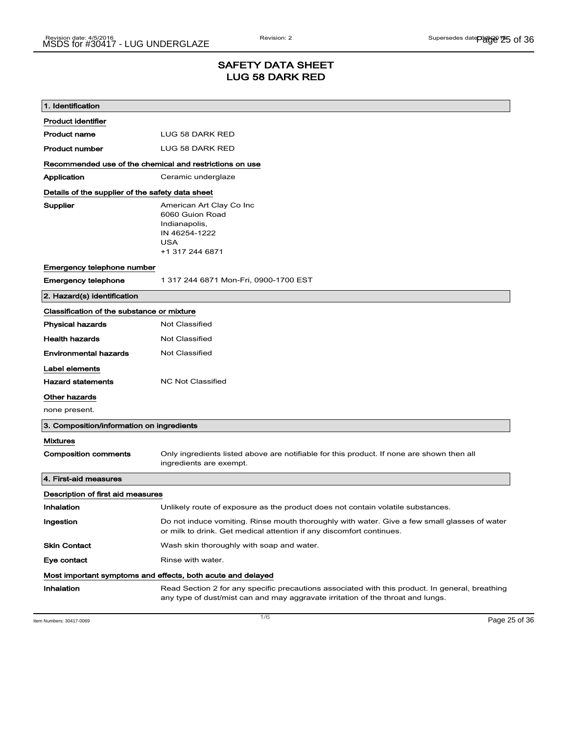# SAFETY DATA SHEET
# LUG 58 DARK RED

## 1. Identification

**Product identifier**

| | |
|---|---|
| **Product name** | LUG 58 DARK RED |
| **Product number** | LUG 58 DARK RED |

**Recommended use of the chemical and restrictions on use**

| | |
|---|---|
| **Application** | Ceramic underglaze |

**Details of the supplier of the safety data sheet**

**Supplier**
American Art Clay Co Inc
6060 Guion Road
Indianapolis,
IN 46254-1222
USA
+1 317 244 6871

**Emergency telephone number**

| | |
|---|---|
| **Emergency telephone** | 1 317 244 6871 Mon-Fri, 0900-1700 EST |

## 2. Hazard(s) identification

**Classification of the substance or mixture**

| | |
|---|---|
| **Physical hazards** | Not Classified |
| **Health hazards** | Not Classified |
| **Environmental hazards** | Not Classified |

**Label elements**

| | |
|---|---|
| **Hazard statements** | NC Not Classified |

**Other hazards**

none present.

## 3. Composition/information on ingredients

**Mixtures**

| | |
|---|---|
| **Composition comments** | Only ingredients listed above are notifiable for this product. If none are shown then all ingredients are exempt. |

## 4. First-aid measures

**Description of first aid measures**

| | |
|---|---|
| **Inhalation** | Unlikely route of exposure as the product does not contain volatile substances. |
| **Ingestion** | Do not induce vomiting. Rinse mouth thoroughly with water. Give a few small glasses of water or milk to drink. Get medical attention if any discomfort continues. |
| **Skin Contact** | Wash skin thoroughly with soap and water. |
| **Eye contact** | Rinse with water. |

**Most important symptoms and effects, both acute and delayed**

| | |
|---|---|
| **Inhalation** | Read Section 2 for any specific precautions associated with this product. In general, breathing any type of dust/mist can and may aggravate irritation of the throat and lungs. |

Item Numbers: 30417-0069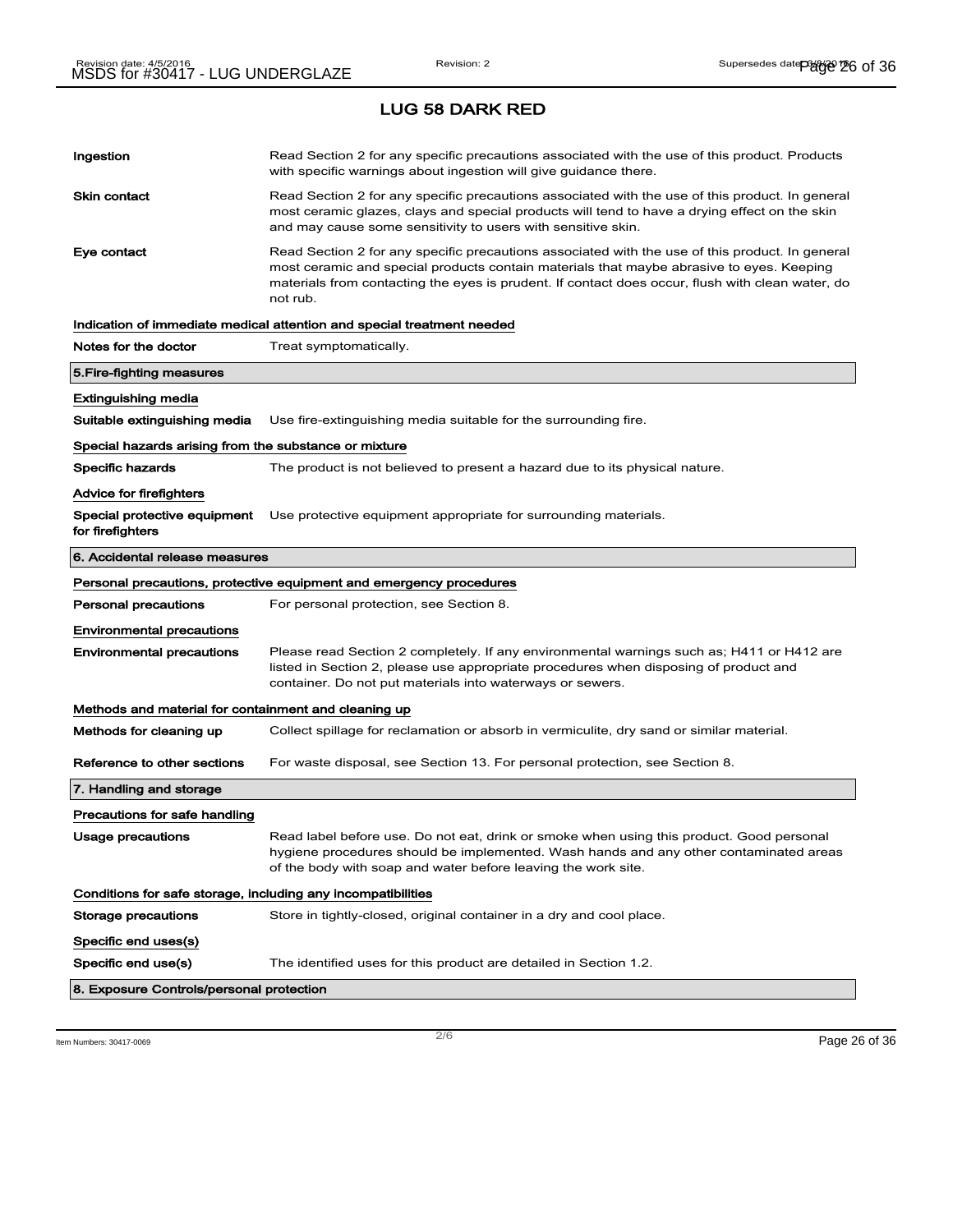# LUG 58 DARK RED

**Ingestion** Read Section 2 for any specific precautions associated with the use of this product. Products with specific warnings about ingestion will give guidance there.

**Skin contact** Read Section 2 for any specific precautions associated with the use of this product. In general most ceramic glazes, clays and special products will tend to have a drying effect on the skin and may cause some sensitivity to users with sensitive skin.

**Eye contact** Read Section 2 for any specific precautions associated with the use of this product. In general most ceramic and special products contain materials that maybe abrasive to eyes. Keeping materials from contacting the eyes is prudent. If contact does occur, flush with clean water, do not rub.

### Indication of immediate medical attention and special treatment needed

**Notes for the doctor** Treat symptomatically.

## 5.Fire-fighting measures

### Extinguishing media

**Suitable extinguishing media** Use fire-extinguishing media suitable for the surrounding fire.

### Special hazards arising from the substance or mixture

**Specific hazards** The product is not believed to present a hazard due to its physical nature.

### Advice for firefighters

**Special protective equipment for firefighters** Use protective equipment appropriate for surrounding materials.

## 6. Accidental release measures

### Personal precautions, protective equipment and emergency procedures

**Personal precautions** For personal protection, see Section 8.

### Environmental precautions

**Environmental precautions** Please read Section 2 completely. If any environmental warnings such as; H411 or H412 are listed in Section 2, please use appropriate procedures when disposing of product and container. Do not put materials into waterways or sewers.

### Methods and material for containment and cleaning up

**Methods for cleaning up** Collect spillage for reclamation or absorb in vermiculite, dry sand or similar material.

**Reference to other sections** For waste disposal, see Section 13. For personal protection, see Section 8.

## 7. Handling and storage

### Precautions for safe handling

**Usage precautions** Read label before use. Do not eat, drink or smoke when using this product. Good personal hygiene procedures should be implemented. Wash hands and any other contaminated areas of the body with soap and water before leaving the work site.

### Conditions for safe storage, including any incompatibilities

**Storage precautions** Store in tightly-closed, original container in a dry and cool place.

### Specific end uses(s)

**Specific end use(s)** The identified uses for this product are detailed in Section 1.2.

## 8. Exposure Controls/personal protection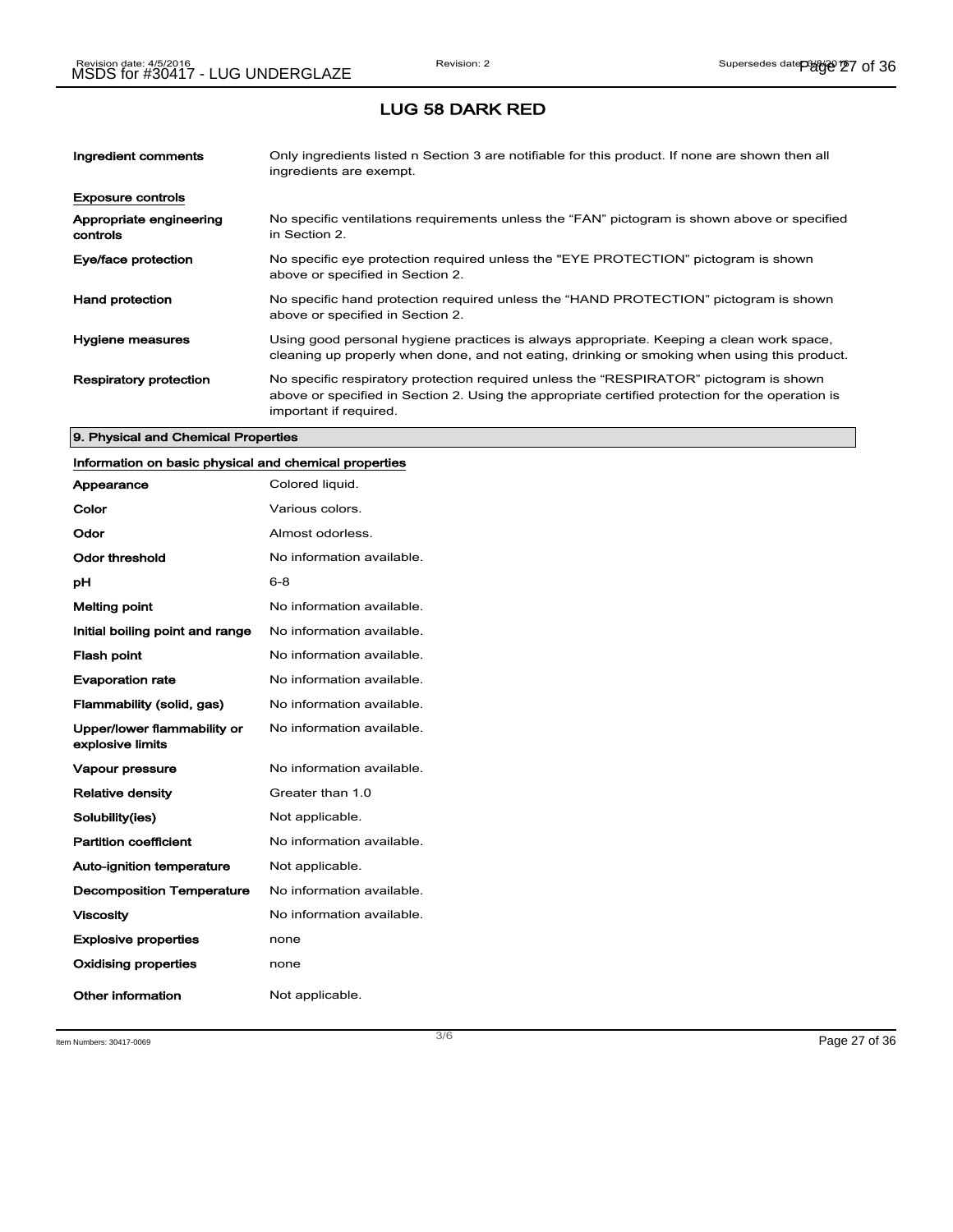# LUG 58 DARK RED

| | |
|---|---|
| **Ingredient comments** | Only ingredients listed n Section 3 are notifiable for this product. If none are shown then all ingredients are exempt. |

**Exposure controls**

| | |
|---|---|
| **Appropriate engineering controls** | No specific ventilations requirements unless the "FAN" pictogram is shown above or specified in Section 2. |
| **Eye/face protection** | No specific eye protection required unless the "EYE PROTECTION" pictogram is shown above or specified in Section 2. |
| **Hand protection** | No specific hand protection required unless the "HAND PROTECTION" pictogram is shown above or specified in Section 2. |
| **Hygiene measures** | Using good personal hygiene practices is always appropriate. Keeping a clean work space, cleaning up properly when done, and not eating, drinking or smoking when using this product. |
| **Respiratory protection** | No specific respiratory protection required unless the "RESPIRATOR" pictogram is shown above or specified in Section 2. Using the appropriate certified protection for the operation is important if required. |

## 9. Physical and Chemical Properties

**Information on basic physical and chemical properties**

| | |
|---|---|
| **Appearance** | Colored liquid. |
| **Color** | Various colors. |
| **Odor** | Almost odorless. |
| **Odor threshold** | No information available. |
| **pH** | 6-8 |
| **Melting point** | No information available. |
| **Initial boiling point and range** | No information available. |
| **Flash point** | No information available. |
| **Evaporation rate** | No information available. |
| **Flammability (solid, gas)** | No information available. |
| **Upper/lower flammability or explosive limits** | No information available. |
| **Vapour pressure** | No information available. |
| **Relative density** | Greater than 1.0 |
| **Solubility(ies)** | Not applicable. |
| **Partition coefficient** | No information available. |
| **Auto-ignition temperature** | Not applicable. |
| **Decomposition Temperature** | No information available. |
| **Viscosity** | No information available. |
| **Explosive properties** | none |
| **Oxidising properties** | none |
| **Other information** | Not applicable. |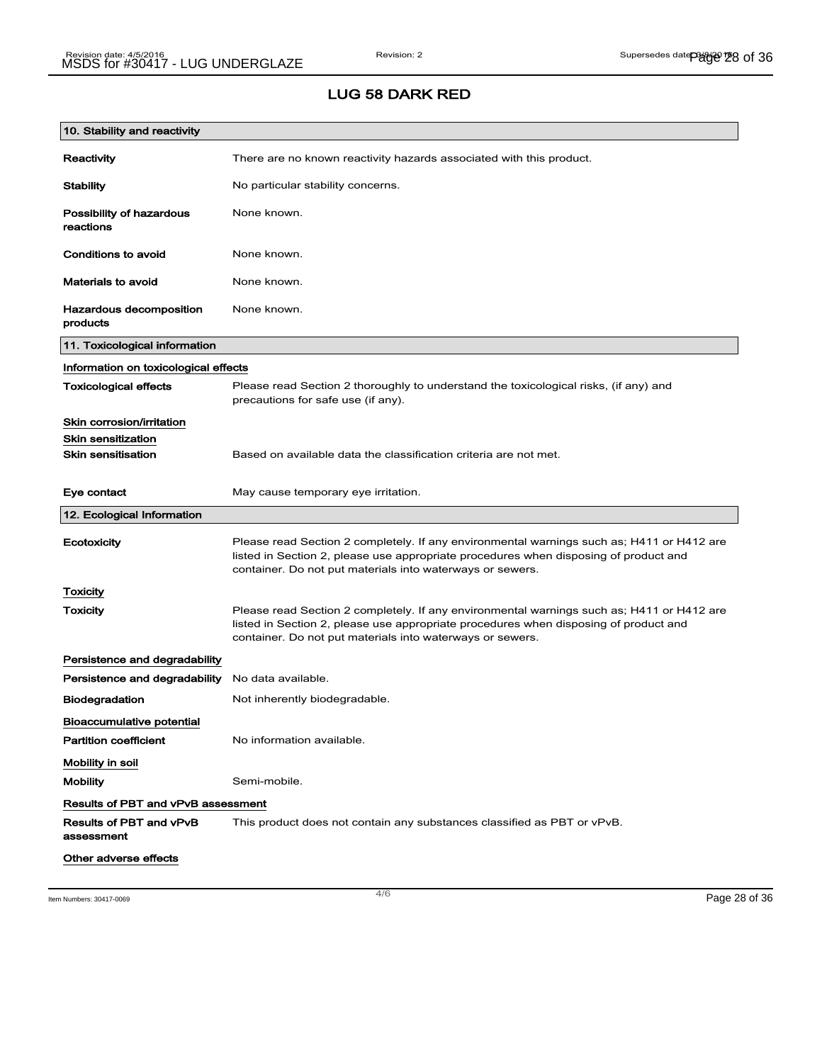## LUG 58 DARK RED

### 10. Stability and reactivity

| | |
|---|---|
| **Reactivity** | There are no known reactivity hazards associated with this product. |
| **Stability** | No particular stability concerns. |
| **Possibility of hazardous reactions** | None known. |
| **Conditions to avoid** | None known. |
| **Materials to avoid** | None known. |
| **Hazardous decomposition products** | None known. |

### 11. Toxicological information

**Information on toxicological effects**

| | |
|---|---|
| **Toxicological effects** | Please read Section 2 thoroughly to understand the toxicological risks, (if any) and precautions for safe use (if any). |

**Skin corrosion/irritation**

**Skin sensitization**

| | |
|---|---|
| **Skin sensitisation** | Based on available data the classification criteria are not met. |
| **Eye contact** | May cause temporary eye irritation. |

### 12. Ecological Information

| | |
|---|---|
| **Ecotoxicity** | Please read Section 2 completely. If any environmental warnings such as; H411 or H412 are listed in Section 2, please use appropriate procedures when disposing of product and container. Do not put materials into waterways or sewers. |

**Toxicity**

| | |
|---|---|
| **Toxicity** | Please read Section 2 completely. If any environmental warnings such as; H411 or H412 are listed in Section 2, please use appropriate procedures when disposing of product and container. Do not put materials into waterways or sewers. |

**Persistence and degradability**

| | |
|---|---|
| **Persistence and degradability** | No data available. |
| **Biodegradation** | Not inherently biodegradable. |

**Bioaccumulative potential**

| | |
|---|---|
| **Partition coefficient** | No information available. |

**Mobility in soil**

| | |
|---|---|
| **Mobility** | Semi-mobile. |

**Results of PBT and vPvB assessment**

| | |
|---|---|
| **Results of PBT and vPvB assessment** | This product does not contain any substances classified as PBT or vPvB. |

**Other adverse effects**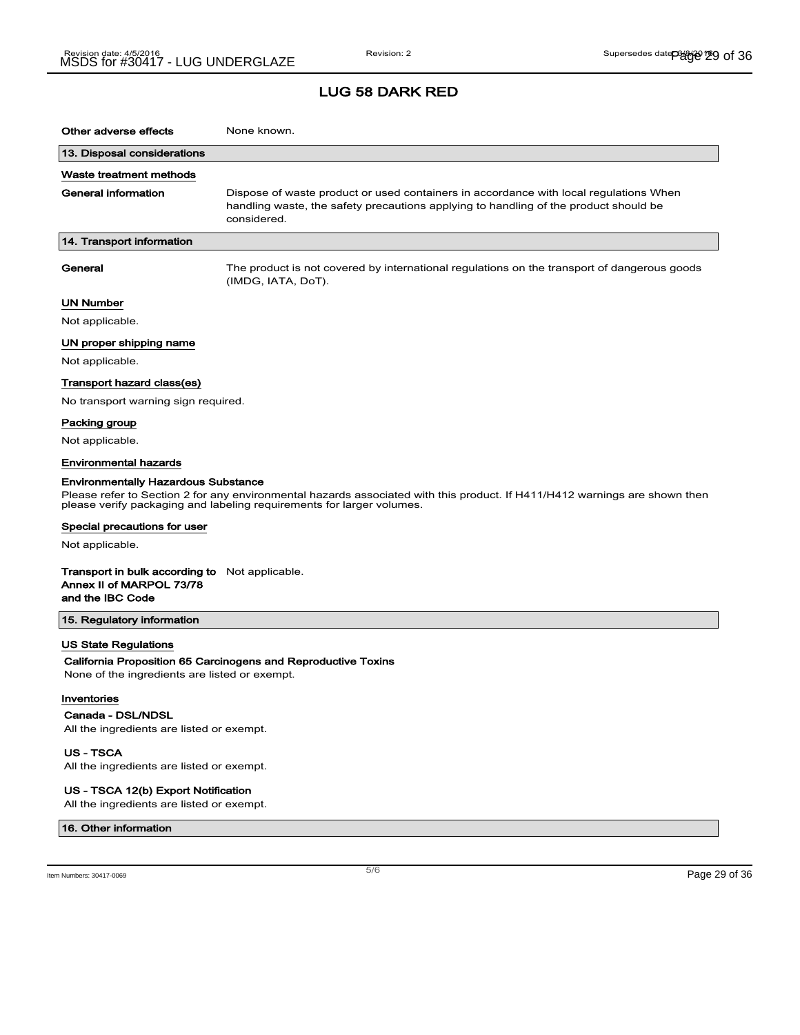# LUG 58 DARK RED

**Other adverse effects** None known.

## 13. Disposal considerations

### Waste treatment methods

**General information** Dispose of waste product or used containers in accordance with local regulations When handling waste, the safety precautions applying to handling of the product should be considered.

## 14. Transport information

**General** The product is not covered by international regulations on the transport of dangerous goods (IMDG, IATA, DoT).

### UN Number

Not applicable.

### UN proper shipping name

Not applicable.

### Transport hazard class(es)

No transport warning sign required.

### Packing group

Not applicable.

### Environmental hazards

**Environmentally Hazardous Substance**

Please refer to Section 2 for any environmental hazards associated with this product. If H411/H412 warnings are shown then please verify packaging and labeling requirements for larger volumes.

### Special precautions for user

Not applicable.

**Transport in bulk according to Annex II of MARPOL 73/78 and the IBC Code** Not applicable.

## 15. Regulatory information

### US State Regulations

**California Proposition 65 Carcinogens and Reproductive Toxins**

None of the ingredients are listed or exempt.

### Inventories

**Canada - DSL/NDSL**

All the ingredients are listed or exempt.

**US - TSCA**

All the ingredients are listed or exempt.

**US - TSCA 12(b) Export Notification**

All the ingredients are listed or exempt.

## 16. Other information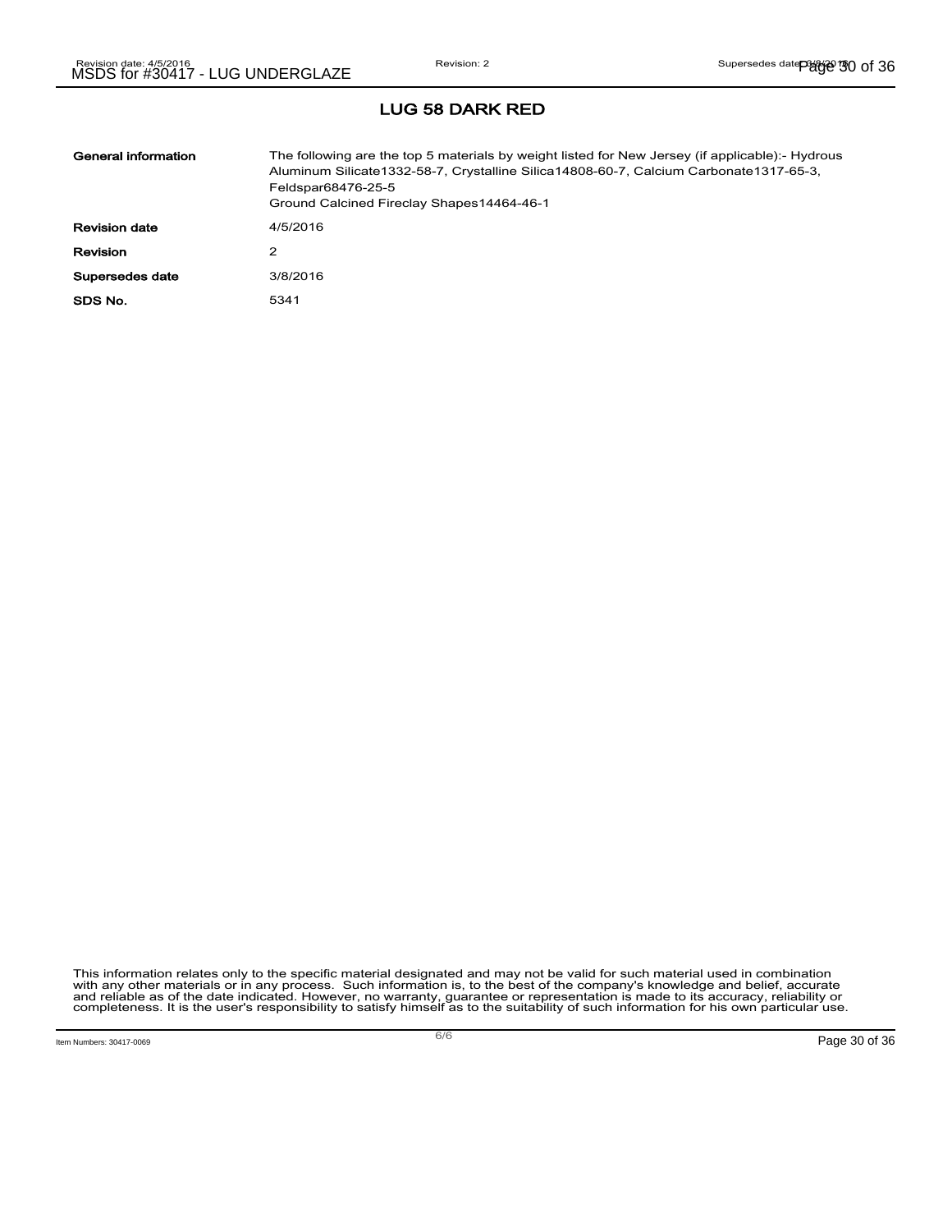## LUG 58 DARK RED

| | |
|---|---|
| **General information** | The following are the top 5 materials by weight listed for New Jersey (if applicable):- Hydrous Aluminum Silicate1332-58-7, Crystalline Silica14808-60-7, Calcium Carbonate1317-65-3, Feldspar68476-25-5<br>Ground Calcined Fireclay Shapes14464-46-1 |
| **Revision date** | 4/5/2016 |
| **Revision** | 2 |
| **Supersedes date** | 3/8/2016 |
| **SDS No.** | 5341 |

This information relates only to the specific material designated and may not be valid for such material used in combination with any other materials or in any process. Such information is, to the best of the company's knowledge and belief, accurate and reliable as of the date indicated. However, no warranty, guarantee or representation is made to its accuracy, reliability or completeness. It is the user's responsibility to satisfy himself as to the suitability of such information for his own particular use.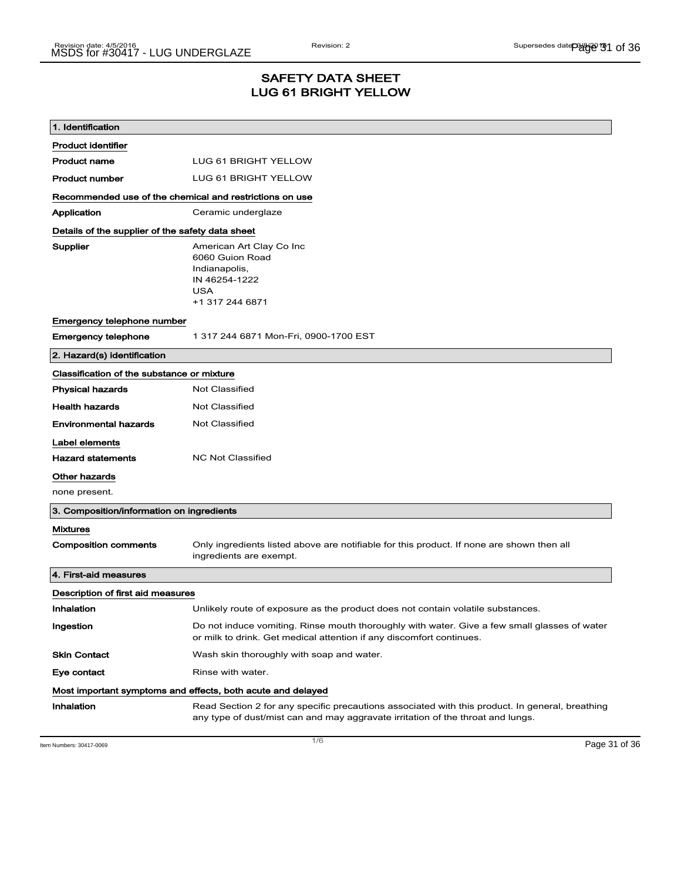# SAFETY DATA SHEET
# LUG 61 BRIGHT YELLOW

## 1. Identification

### Product identifier

**Product name** LUG 61 BRIGHT YELLOW

**Product number** LUG 61 BRIGHT YELLOW

### Recommended use of the chemical and restrictions on use

**Application** Ceramic underglaze

### Details of the supplier of the safety data sheet

**Supplier**
American Art Clay Co Inc
6060 Guion Road
Indianapolis,
IN 46254-1222
USA
+1 317 244 6871

### Emergency telephone number

**Emergency telephone** 1 317 244 6871 Mon-Fri, 0900-1700 EST

## 2. Hazard(s) identification

### Classification of the substance or mixture

**Physical hazards** Not Classified

**Health hazards** Not Classified

**Environmental hazards** Not Classified

### Label elements

**Hazard statements** NC Not Classified

### Other hazards

none present.

## 3. Composition/information on ingredients

### Mixtures

**Composition comments** Only ingredients listed above are notifiable for this product. If none are shown then all ingredients are exempt.

## 4. First-aid measures

### Description of first aid measures

**Inhalation** Unlikely route of exposure as the product does not contain volatile substances.

**Ingestion** Do not induce vomiting. Rinse mouth thoroughly with water. Give a few small glasses of water or milk to drink. Get medical attention if any discomfort continues.

**Skin Contact** Wash skin thoroughly with soap and water.

**Eye contact** Rinse with water.

### Most important symptoms and effects, both acute and delayed

**Inhalation** Read Section 2 for any specific precautions associated with this product. In general, breathing any type of dust/mist can and may aggravate irritation of the throat and lungs.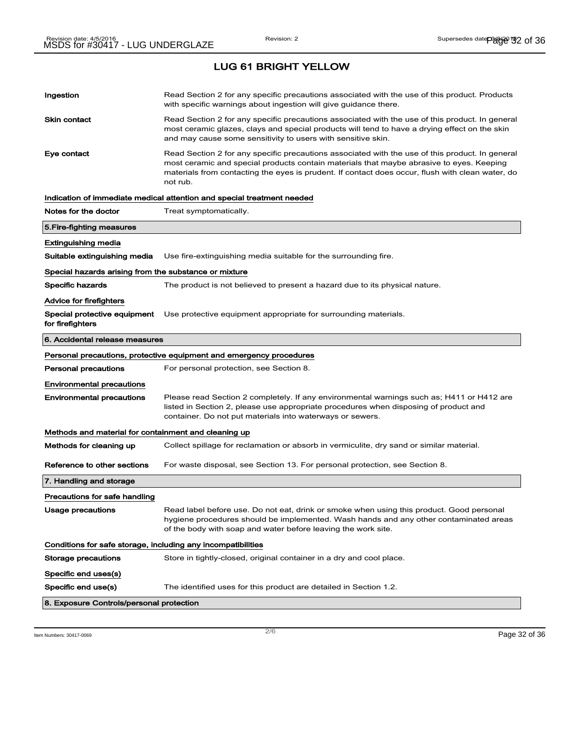# LUG 61 BRIGHT YELLOW

| | |
|---|---|
| **Ingestion** | Read Section 2 for any specific precautions associated with the use of this product. Products with specific warnings about ingestion will give guidance there. |
| **Skin contact** | Read Section 2 for any specific precautions associated with the use of this product. In general most ceramic glazes, clays and special products will tend to have a drying effect on the skin and may cause some sensitivity to users with sensitive skin. |
| **Eye contact** | Read Section 2 for any specific precautions associated with the use of this product. In general most ceramic and special products contain materials that maybe abrasive to eyes. Keeping materials from contacting the eyes is prudent. If contact does occur, flush with clean water, do not rub. |

**Indication of immediate medical attention and special treatment needed**

| | |
|---|---|
| **Notes for the doctor** | Treat symptomatically. |

## 5.Fire-fighting measures

**Extinguishing media**

| | |
|---|---|
| **Suitable extinguishing media** | Use fire-extinguishing media suitable for the surrounding fire. |

**Special hazards arising from the substance or mixture**

| | |
|---|---|
| **Specific hazards** | The product is not believed to present a hazard due to its physical nature. |

**Advice for firefighters**

| | |
|---|---|
| **Special protective equipment for firefighters** | Use protective equipment appropriate for surrounding materials. |

## 6. Accidental release measures

**Personal precautions, protective equipment and emergency procedures**

| | |
|---|---|
| **Personal precautions** | For personal protection, see Section 8. |

**Environmental precautions**

| | |
|---|---|
| **Environmental precautions** | Please read Section 2 completely. If any environmental warnings such as; H411 or H412 are listed in Section 2, please use appropriate procedures when disposing of product and container. Do not put materials into waterways or sewers. |

**Methods and material for containment and cleaning up**

| | |
|---|---|
| **Methods for cleaning up** | Collect spillage for reclamation or absorb in vermiculite, dry sand or similar material. |
| **Reference to other sections** | For waste disposal, see Section 13. For personal protection, see Section 8. |

## 7. Handling and storage

**Precautions for safe handling**

| | |
|---|---|
| **Usage precautions** | Read label before use. Do not eat, drink or smoke when using this product. Good personal hygiene procedures should be implemented. Wash hands and any other contaminated areas of the body with soap and water before leaving the work site. |

**Conditions for safe storage, including any incompatibilities**

| | |
|---|---|
| **Storage precautions** | Store in tightly-closed, original container in a dry and cool place. |

**Specific end uses(s)**

| | |
|---|---|
| **Specific end use(s)** | The identified uses for this product are detailed in Section 1.2. |

## 8. Exposure Controls/personal protection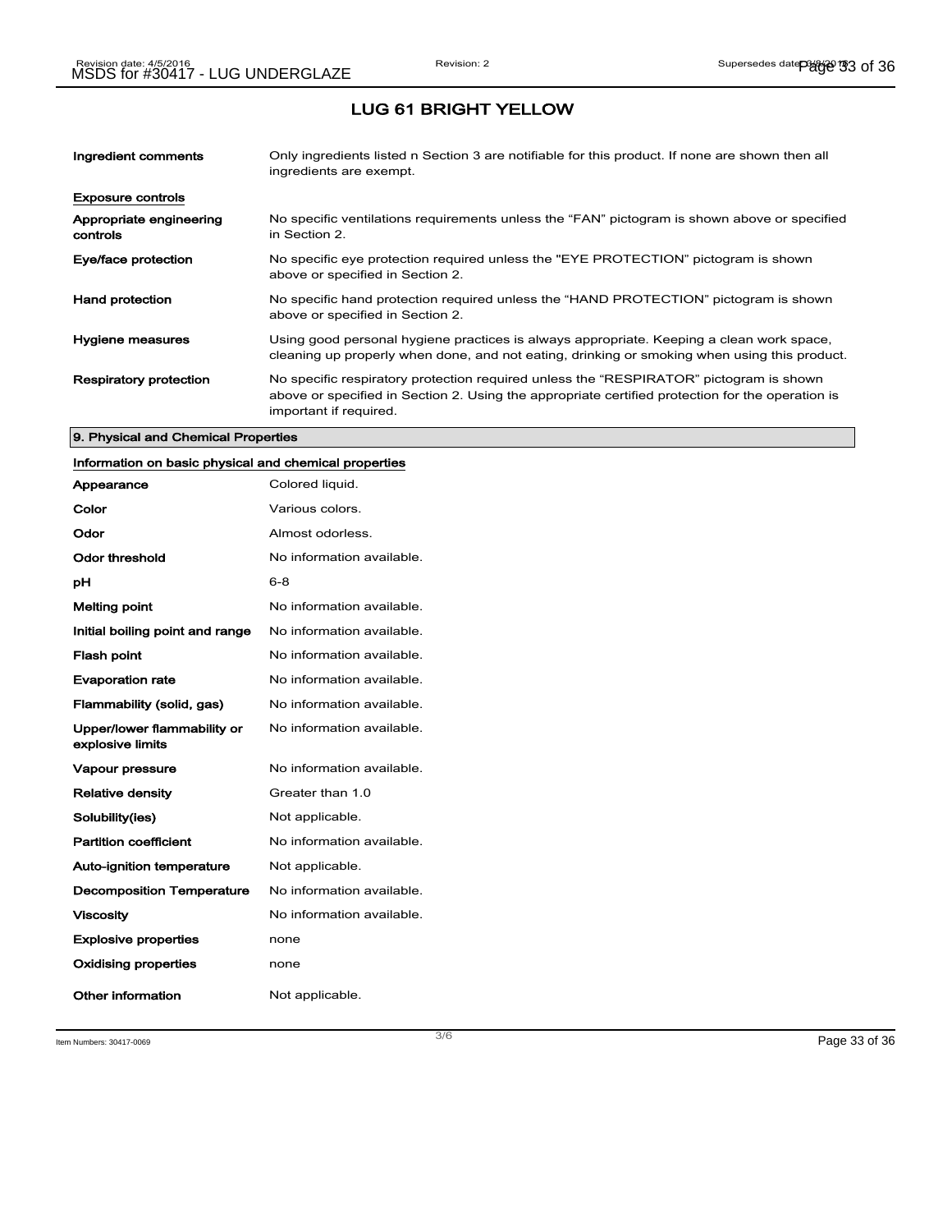## LUG 61 BRIGHT YELLOW

| | |
|---|---|
| **Ingredient comments** | Only ingredients listed n Section 3 are notifiable for this product. If none are shown then all ingredients are exempt. |

**Exposure controls**

| | |
|---|---|
| **Appropriate engineering controls** | No specific ventilations requirements unless the "FAN" pictogram is shown above or specified in Section 2. |
| **Eye/face protection** | No specific eye protection required unless the "EYE PROTECTION" pictogram is shown above or specified in Section 2. |
| **Hand protection** | No specific hand protection required unless the "HAND PROTECTION" pictogram is shown above or specified in Section 2. |
| **Hygiene measures** | Using good personal hygiene practices is always appropriate. Keeping a clean work space, cleaning up properly when done, and not eating, drinking or smoking when using this product. |
| **Respiratory protection** | No specific respiratory protection required unless the "RESPIRATOR" pictogram is shown above or specified in Section 2. Using the appropriate certified protection for the operation is important if required. |

### 9. Physical and Chemical Properties

**Information on basic physical and chemical properties**

| | |
|---|---|
| **Appearance** | Colored liquid. |
| **Color** | Various colors. |
| **Odor** | Almost odorless. |
| **Odor threshold** | No information available. |
| **pH** | 6-8 |
| **Melting point** | No information available. |
| **Initial boiling point and range** | No information available. |
| **Flash point** | No information available. |
| **Evaporation rate** | No information available. |
| **Flammability (solid, gas)** | No information available. |
| **Upper/lower flammability or explosive limits** | No information available. |
| **Vapour pressure** | No information available. |
| **Relative density** | Greater than 1.0 |
| **Solubility(ies)** | Not applicable. |
| **Partition coefficient** | No information available. |
| **Auto-ignition temperature** | Not applicable. |
| **Decomposition Temperature** | No information available. |
| **Viscosity** | No information available. |
| **Explosive properties** | none |
| **Oxidising properties** | none |
| **Other information** | Not applicable. |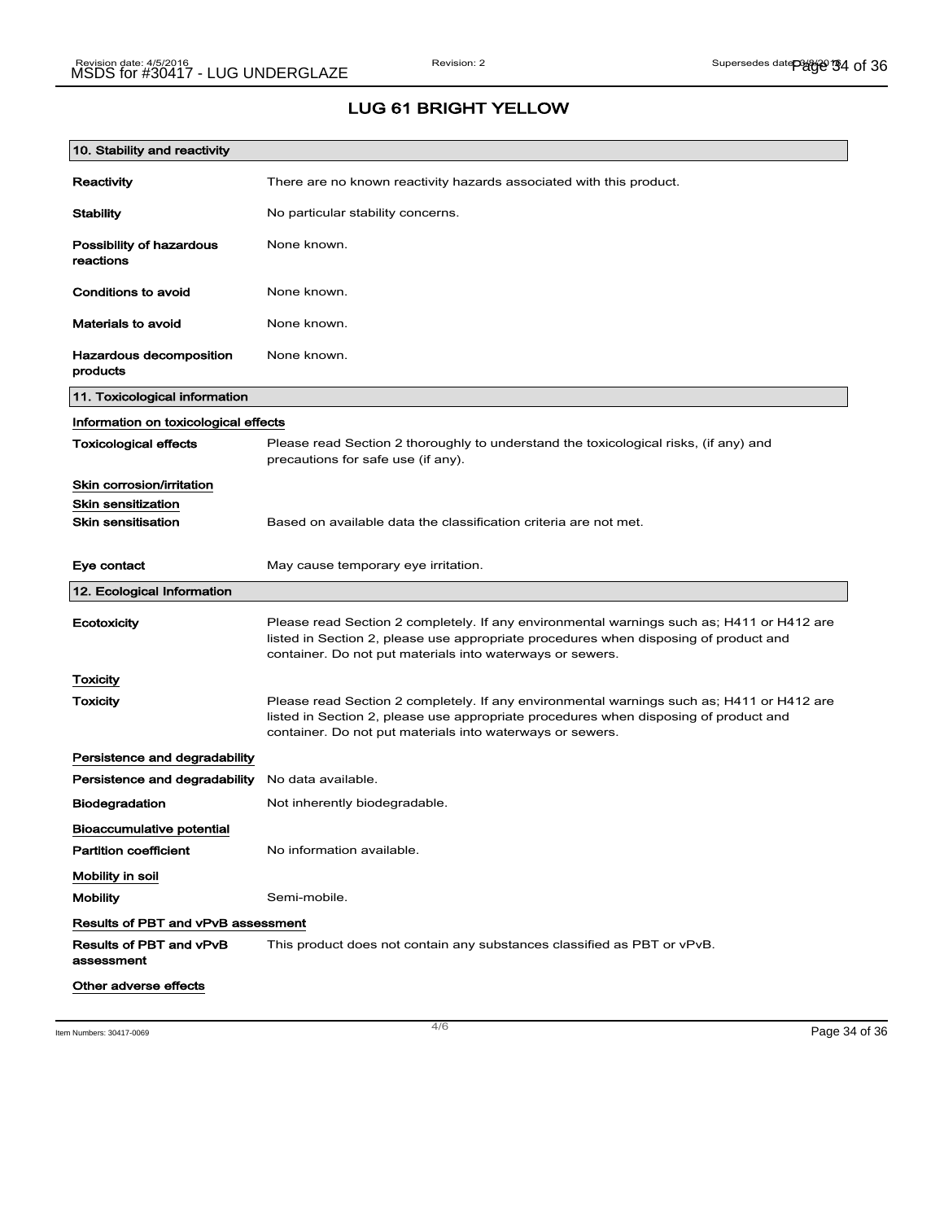## LUG 61 BRIGHT YELLOW

### 10. Stability and reactivity

| | |
|---|---|
| **Reactivity** | There are no known reactivity hazards associated with this product. |
| **Stability** | No particular stability concerns. |
| **Possibility of hazardous reactions** | None known. |
| **Conditions to avoid** | None known. |
| **Materials to avoid** | None known. |
| **Hazardous decomposition products** | None known. |

### 11. Toxicological information

**Information on toxicological effects**

| | |
|---|---|
| **Toxicological effects** | Please read Section 2 thoroughly to understand the toxicological risks, (if any) and precautions for safe use (if any). |

**Skin corrosion/irritation**

**Skin sensitization**

| | |
|---|---|
| **Skin sensitisation** | Based on available data the classification criteria are not met. |
| **Eye contact** | May cause temporary eye irritation. |

### 12. Ecological Information

| | |
|---|---|
| **Ecotoxicity** | Please read Section 2 completely. If any environmental warnings such as; H411 or H412 are listed in Section 2, please use appropriate procedures when disposing of product and container. Do not put materials into waterways or sewers. |

**Toxicity**

| | |
|---|---|
| **Toxicity** | Please read Section 2 completely. If any environmental warnings such as; H411 or H412 are listed in Section 2, please use appropriate procedures when disposing of product and container. Do not put materials into waterways or sewers. |

**Persistence and degradability**

| | |
|---|---|
| **Persistence and degradability** | No data available. |
| **Biodegradation** | Not inherently biodegradable. |

**Bioaccumulative potential**

| | |
|---|---|
| **Partition coefficient** | No information available. |

**Mobility in soil**

| | |
|---|---|
| **Mobility** | Semi-mobile. |

**Results of PBT and vPvB assessment**

| | |
|---|---|
| **Results of PBT and vPvB assessment** | This product does not contain any substances classified as PBT or vPvB. |

**Other adverse effects**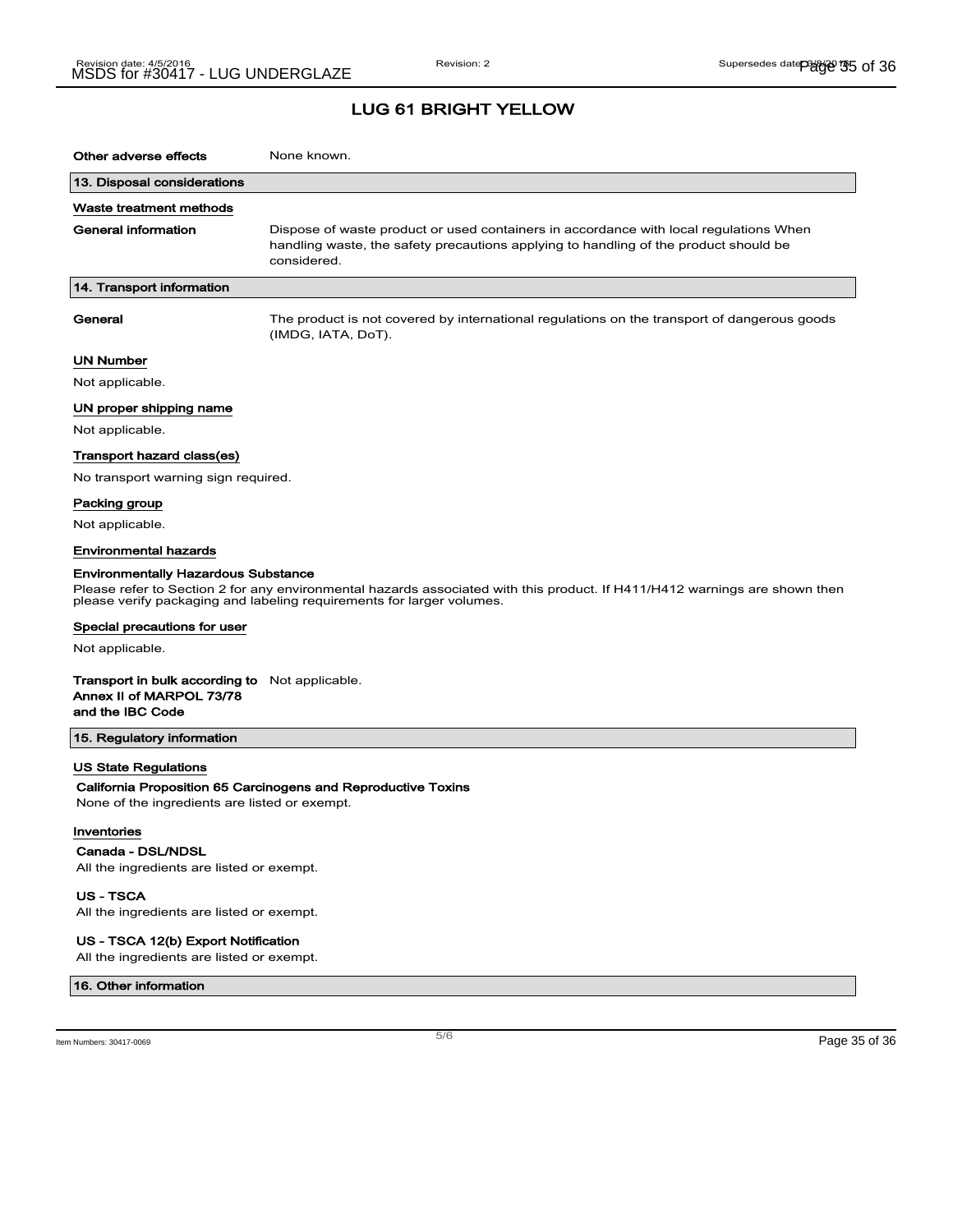## LUG 61 BRIGHT YELLOW

| | |
|---|---|
| **Other adverse effects** | None known. |

### 13. Disposal considerations

#### Waste treatment methods

| | |
|---|---|
| **General information** | Dispose of waste product or used containers in accordance with local regulations When handling waste, the safety precautions applying to handling of the product should be considered. |

### 14. Transport information

| | |
|---|---|
| **General** | The product is not covered by international regulations on the transport of dangerous goods (IMDG, IATA, DoT). |

#### UN Number

Not applicable.

#### UN proper shipping name

Not applicable.

#### Transport hazard class(es)

No transport warning sign required.

#### Packing group

Not applicable.

#### Environmental hazards

**Environmentally Hazardous Substance**

Please refer to Section 2 for any environmental hazards associated with this product. If H411/H412 warnings are shown then please verify packaging and labeling requirements for larger volumes.

#### Special precautions for user

Not applicable.

| | |
|---|---|
| **Transport in bulk according to Annex II of MARPOL 73/78 and the IBC Code** | Not applicable. |

### 15. Regulatory information

#### US State Regulations

**California Proposition 65 Carcinogens and Reproductive Toxins**

None of the ingredients are listed or exempt.

#### Inventories

**Canada - DSL/NDSL**

All the ingredients are listed or exempt.

**US - TSCA**

All the ingredients are listed or exempt.

**US - TSCA 12(b) Export Notification**

All the ingredients are listed or exempt.

### 16. Other information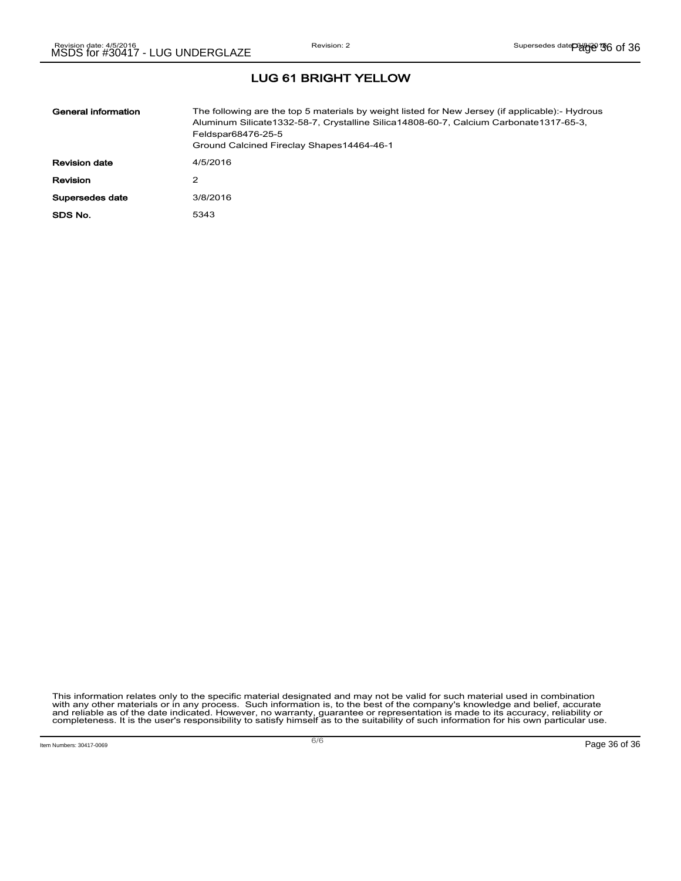## LUG 61 BRIGHT YELLOW

| | |
|---|---|
| **General information** | The following are the top 5 materials by weight listed for New Jersey (if applicable):- Hydrous Aluminum Silicate1332-58-7, Crystalline Silica14808-60-7, Calcium Carbonate1317-65-3, Feldspar68476-25-5<br>Ground Calcined Fireclay Shapes14464-46-1 |
| **Revision date** | 4/5/2016 |
| **Revision** | 2 |
| **Supersedes date** | 3/8/2016 |
| **SDS No.** | 5343 |

This information relates only to the specific material designated and may not be valid for such material used in combination with any other materials or in any process. Such information is, to the best of the company's knowledge and belief, accurate and reliable as of the date indicated. However, no warranty, guarantee or representation is made to its accuracy, reliability or completeness. It is the user's responsibility to satisfy himself as to the suitability of such information for his own particular use.